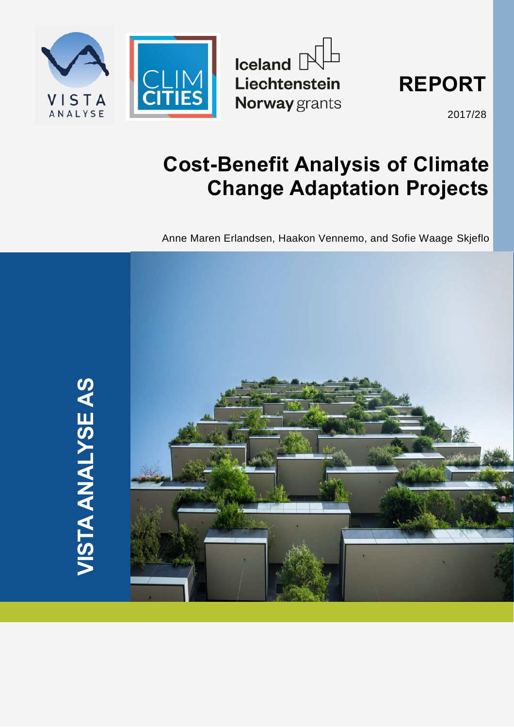VISTA ANALYSE

CLIM CITIES

Iceland Liechtenstein Norway grants

**REPORT**

2017/28

# Cost-Benefit Analysis of Climate Change Adaptation Projects

Anne Maren Erlandsen, Haakon Vennemo, and Sofie Waage Skjeflo

**VISTA ANALYSE AS**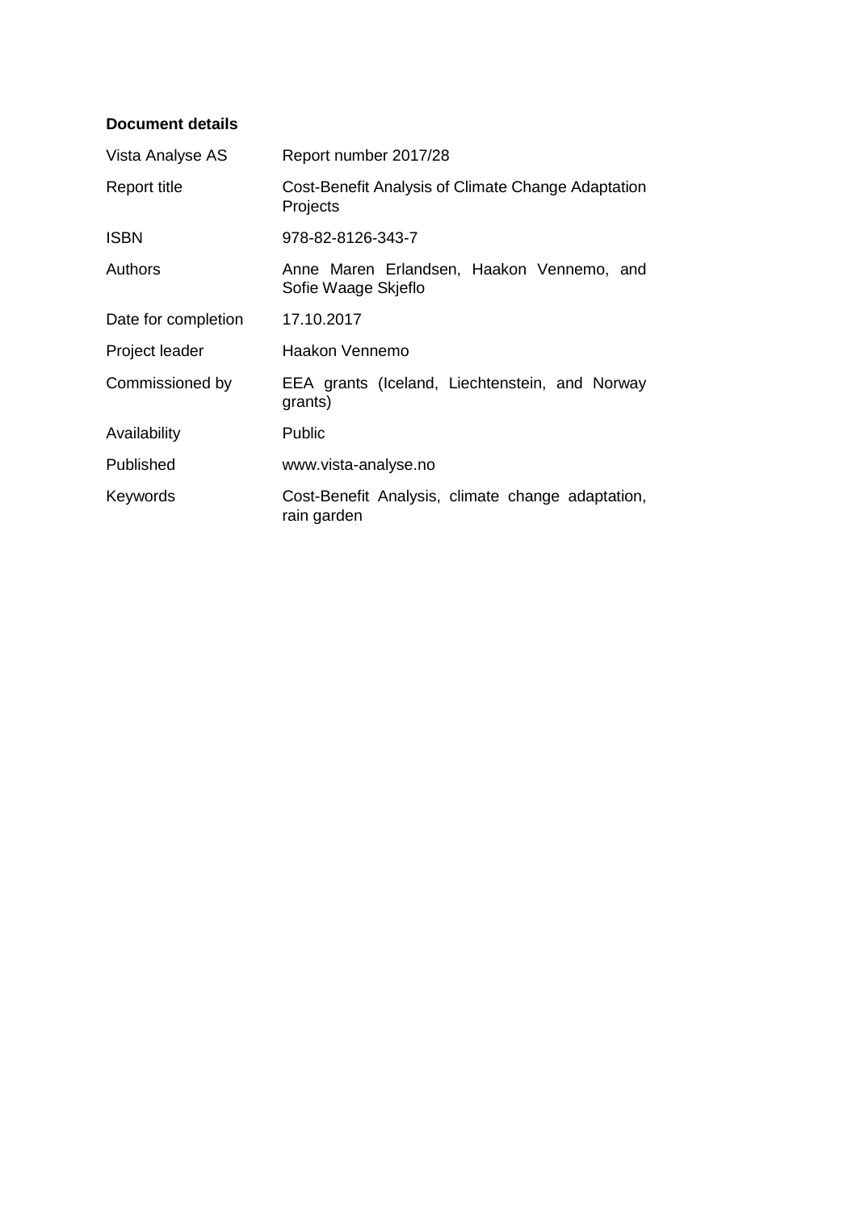**Document details**

| | |
|---|---|
| Vista Analyse AS | Report number 2017/28 |
| Report title | Cost-Benefit Analysis of Climate Change Adaptation Projects |
| ISBN | 978-82-8126-343-7 |
| Authors | Anne Maren Erlandsen, Haakon Vennemo, and Sofie Waage Skjeflo |
| Date for completion | 17.10.2017 |
| Project leader | Haakon Vennemo |
| Commissioned by | EEA grants (Iceland, Liechtenstein, and Norway grants) |
| Availability | Public |
| Published | www.vista-analyse.no |
| Keywords | Cost-Benefit Analysis, climate change adaptation, rain garden |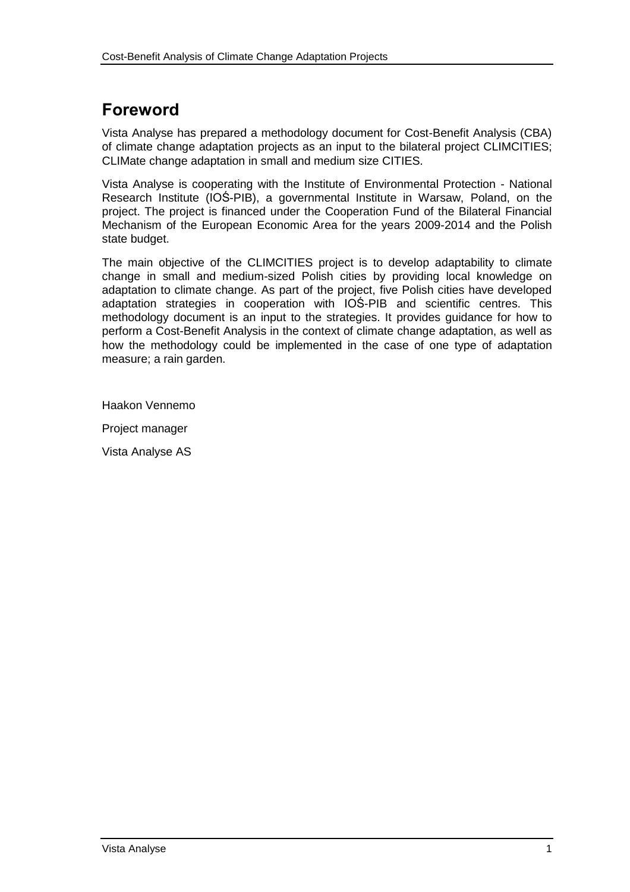# Foreword

Vista Analyse has prepared a methodology document for Cost-Benefit Analysis (CBA) of climate change adaptation projects as an input to the bilateral project CLIMCITIES; CLIMate change adaptation in small and medium size CITIES.

Vista Analyse is cooperating with the Institute of Environmental Protection - National Research Institute (IOŚ-PIB), a governmental Institute in Warsaw, Poland, on the project. The project is financed under the Cooperation Fund of the Bilateral Financial Mechanism of the European Economic Area for the years 2009-2014 and the Polish state budget.

The main objective of the CLIMCITIES project is to develop adaptability to climate change in small and medium-sized Polish cities by providing local knowledge on adaptation to climate change. As part of the project, five Polish cities have developed adaptation strategies in cooperation with IOŚ-PIB and scientific centres. This methodology document is an input to the strategies. It provides guidance for how to perform a Cost-Benefit Analysis in the context of climate change adaptation, as well as how the methodology could be implemented in the case of one type of adaptation measure; a rain garden.

Haakon Vennemo

Project manager

Vista Analyse AS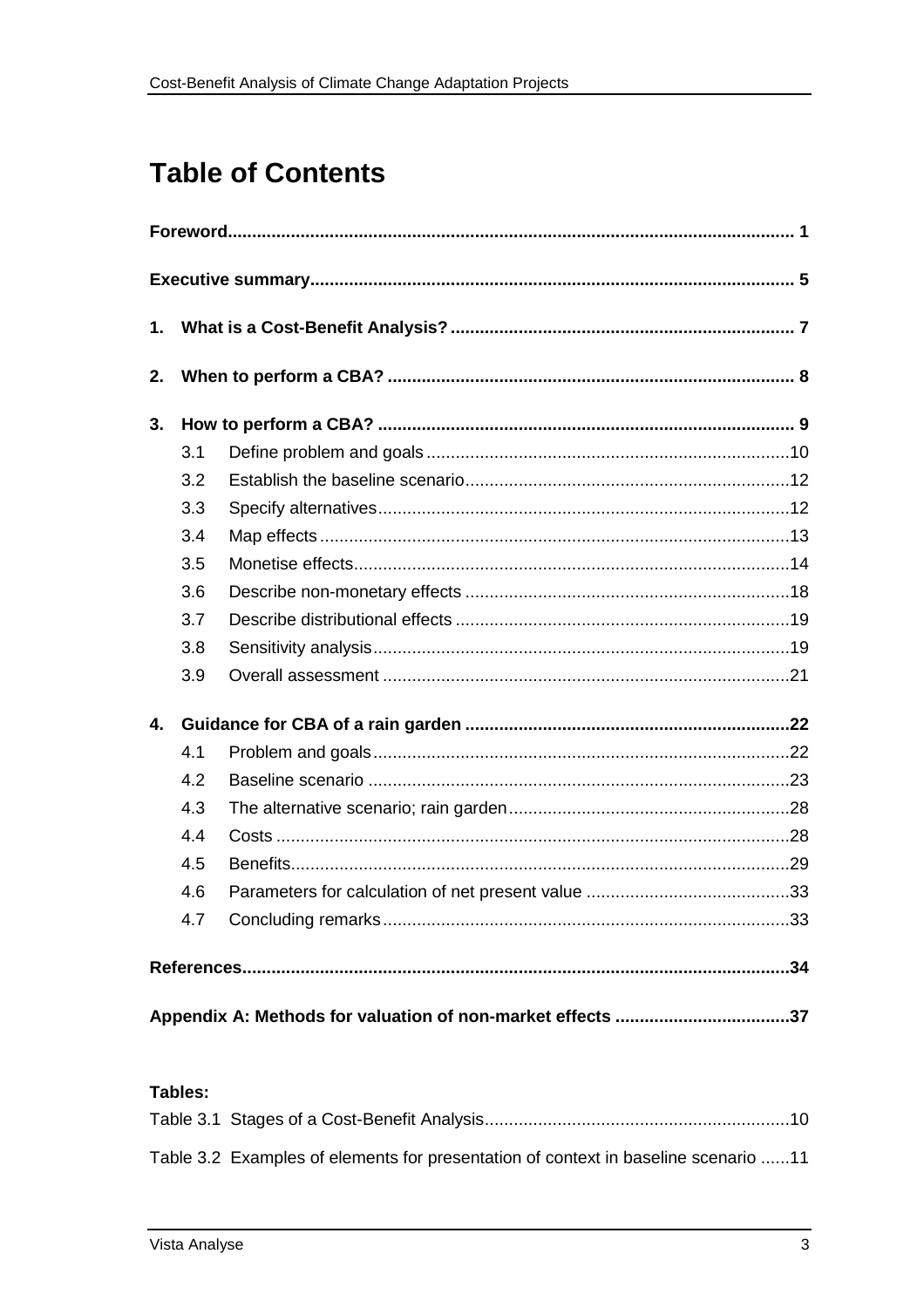# Table of Contents

**Foreword** ... 1

**Executive summary** ... 5

**1. What is a Cost-Benefit Analysis?** ... 7

**2. When to perform a CBA?** ... 8

**3. How to perform a CBA?** ... 9

- 3.1 Define problem and goals ... 10
- 3.2 Establish the baseline scenario ... 12
- 3.3 Specify alternatives ... 12
- 3.4 Map effects ... 13
- 3.5 Monetise effects ... 14
- 3.6 Describe non-monetary effects ... 18
- 3.7 Describe distributional effects ... 19
- 3.8 Sensitivity analysis ... 19
- 3.9 Overall assessment ... 21

**4. Guidance for CBA of a rain garden** ... 22

- 4.1 Problem and goals ... 22
- 4.2 Baseline scenario ... 23
- 4.3 The alternative scenario; rain garden ... 28
- 4.4 Costs ... 28
- 4.5 Benefits ... 29
- 4.6 Parameters for calculation of net present value ... 33
- 4.7 Concluding remarks ... 33

**References** ... 34

**Appendix A: Methods for valuation of non-market effects** ... 37

**Tables:**

Table 3.1 Stages of a Cost-Benefit Analysis ... 10

Table 3.2 Examples of elements for presentation of context in baseline scenario ... 11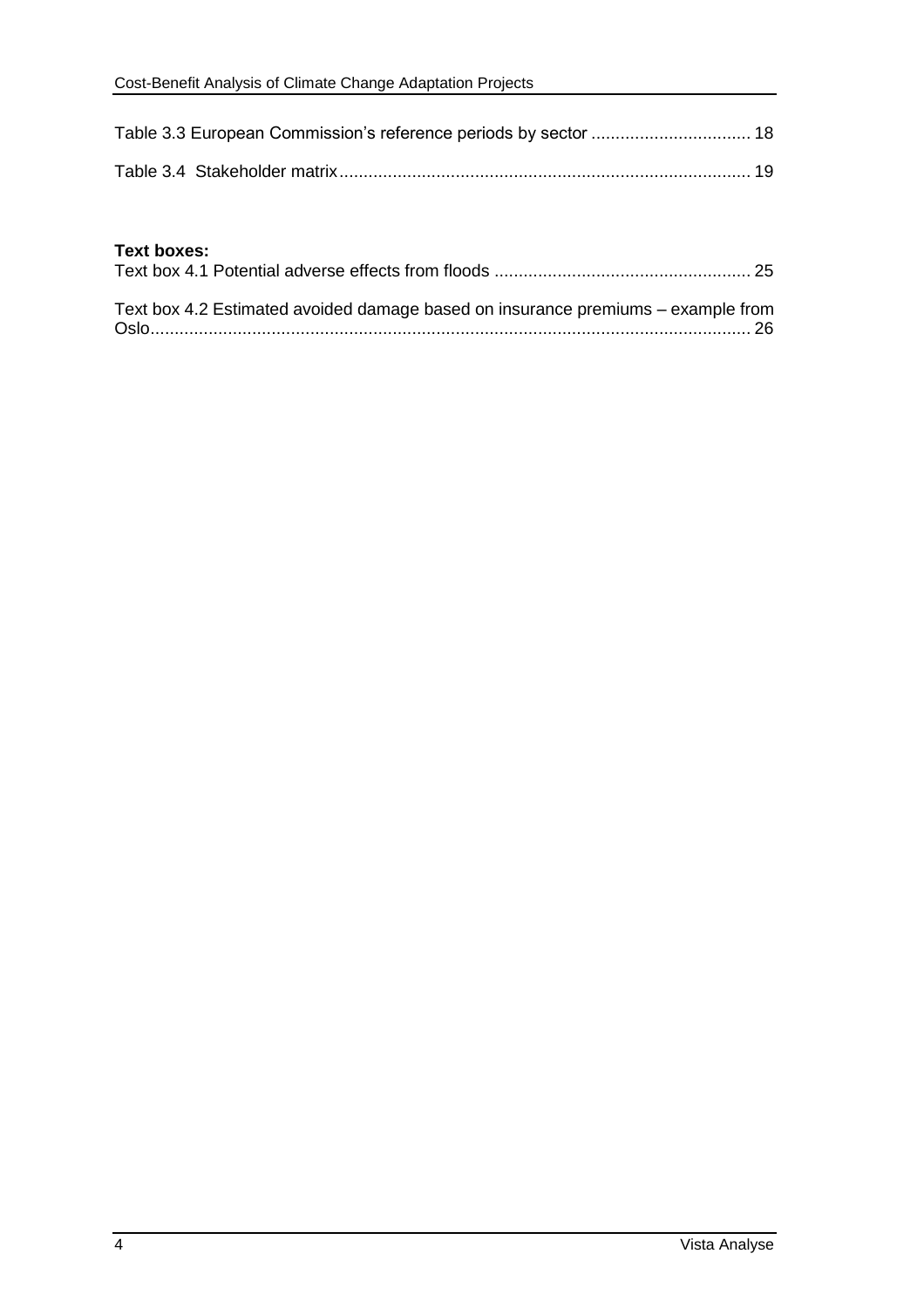Table 3.3 European Commission's reference periods by sector ................................ 18

Table 3.4 Stakeholder matrix.................................................................................... 19

**Text boxes:**

Text box 4.1 Potential adverse effects from floods .................................................... 25

Text box 4.2 Estimated avoided damage based on insurance premiums – example from Oslo.......................................................................................................................... 26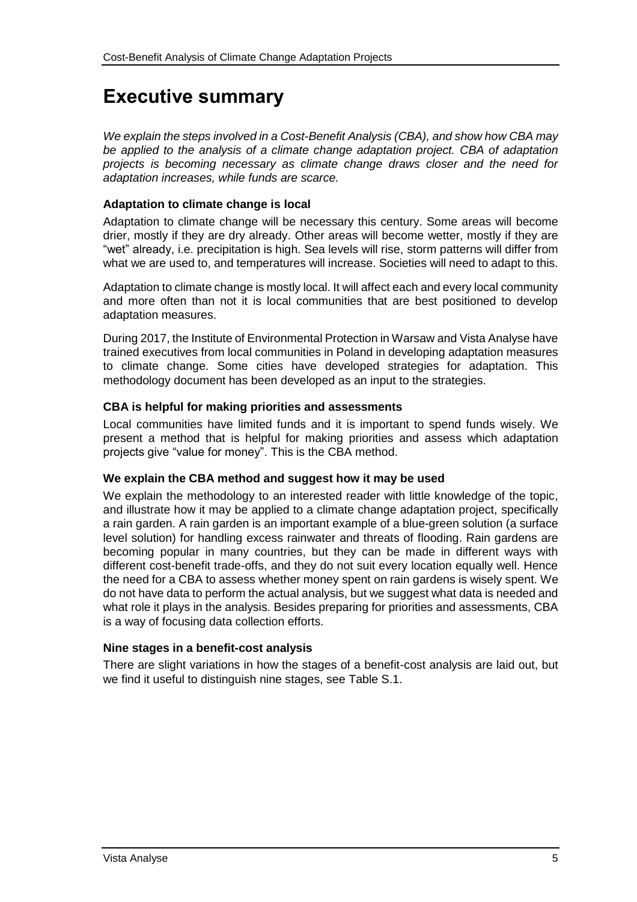# Executive summary

*We explain the steps involved in a Cost-Benefit Analysis (CBA), and show how CBA may be applied to the analysis of a climate change adaptation project. CBA of adaptation projects is becoming necessary as climate change draws closer and the need for adaptation increases, while funds are scarce.*

### Adaptation to climate change is local

Adaptation to climate change will be necessary this century. Some areas will become drier, mostly if they are dry already. Other areas will become wetter, mostly if they are "wet" already, i.e. precipitation is high. Sea levels will rise, storm patterns will differ from what we are used to, and temperatures will increase. Societies will need to adapt to this.

Adaptation to climate change is mostly local. It will affect each and every local community and more often than not it is local communities that are best positioned to develop adaptation measures.

During 2017, the Institute of Environmental Protection in Warsaw and Vista Analyse have trained executives from local communities in Poland in developing adaptation measures to climate change. Some cities have developed strategies for adaptation. This methodology document has been developed as an input to the strategies.

### CBA is helpful for making priorities and assessments

Local communities have limited funds and it is important to spend funds wisely. We present a method that is helpful for making priorities and assess which adaptation projects give "value for money". This is the CBA method.

### We explain the CBA method and suggest how it may be used

We explain the methodology to an interested reader with little knowledge of the topic, and illustrate how it may be applied to a climate change adaptation project, specifically a rain garden. A rain garden is an important example of a blue-green solution (a surface level solution) for handling excess rainwater and threats of flooding. Rain gardens are becoming popular in many countries, but they can be made in different ways with different cost-benefit trade-offs, and they do not suit every location equally well. Hence the need for a CBA to assess whether money spent on rain gardens is wisely spent. We do not have data to perform the actual analysis, but we suggest what data is needed and what role it plays in the analysis. Besides preparing for priorities and assessments, CBA is a way of focusing data collection efforts.

### Nine stages in a benefit-cost analysis

There are slight variations in how the stages of a benefit-cost analysis are laid out, but we find it useful to distinguish nine stages, see Table S.1.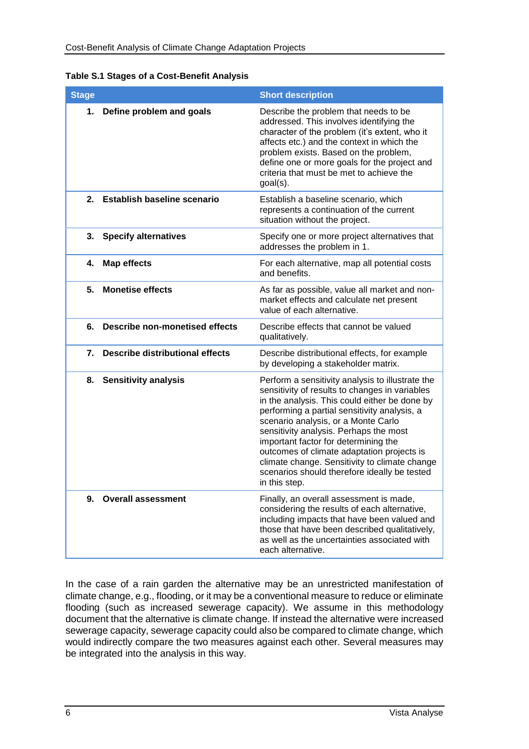**Table S.1 Stages of a Cost-Benefit Analysis**

| Stage | Short description |
| --- | --- |
| **1. Define problem and goals** | Describe the problem that needs to be addressed. This involves identifying the character of the problem (it's extent, who it affects etc.) and the context in which the problem exists. Based on the problem, define one or more goals for the project and criteria that must be met to achieve the goal(s). |
| **2. Establish baseline scenario** | Establish a baseline scenario, which represents a continuation of the current situation without the project. |
| **3. Specify alternatives** | Specify one or more project alternatives that addresses the problem in 1. |
| **4. Map effects** | For each alternative, map all potential costs and benefits. |
| **5. Monetise effects** | As far as possible, value all market and non-market effects and calculate net present value of each alternative. |
| **6. Describe non-monetised effects** | Describe effects that cannot be valued qualitatively. |
| **7. Describe distributional effects** | Describe distributional effects, for example by developing a stakeholder matrix. |
| **8. Sensitivity analysis** | Perform a sensitivity analysis to illustrate the sensitivity of results to changes in variables in the analysis. This could either be done by performing a partial sensitivity analysis, a scenario analysis, or a Monte Carlo sensitivity analysis. Perhaps the most important factor for determining the outcomes of climate adaptation projects is climate change. Sensitivity to climate change scenarios should therefore ideally be tested in this step. |
| **9. Overall assessment** | Finally, an overall assessment is made, considering the results of each alternative, including impacts that have been valued and those that have been described qualitatively, as well as the uncertainties associated with each alternative. |

In the case of a rain garden the alternative may be an unrestricted manifestation of climate change, e.g., flooding, or it may be a conventional measure to reduce or eliminate flooding (such as increased sewerage capacity). We assume in this methodology document that the alternative is climate change. If instead the alternative were increased sewerage capacity, sewerage capacity could also be compared to climate change, which would indirectly compare the two measures against each other. Several measures may be integrated into the analysis in this way.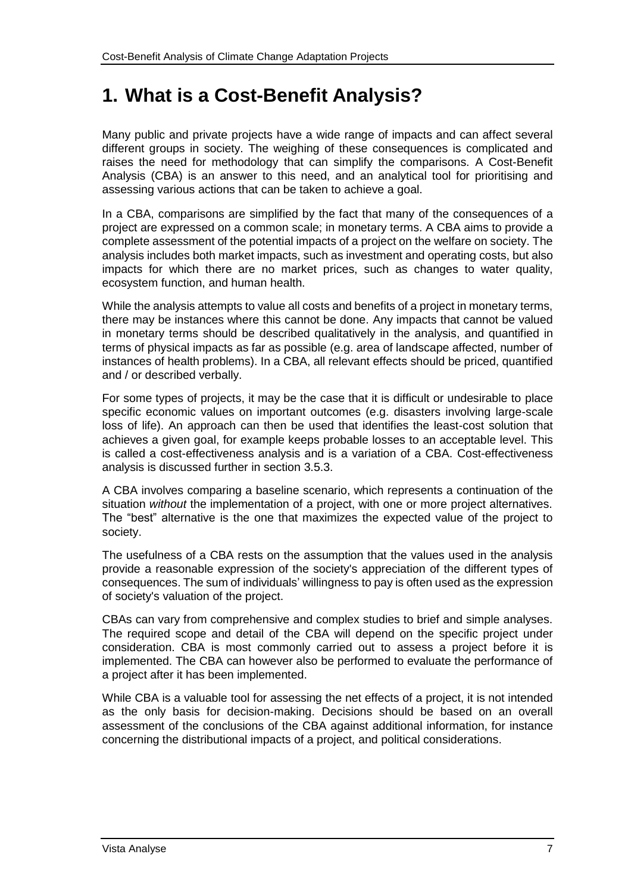# 1. What is a Cost-Benefit Analysis?

Many public and private projects have a wide range of impacts and can affect several different groups in society. The weighing of these consequences is complicated and raises the need for methodology that can simplify the comparisons. A Cost-Benefit Analysis (CBA) is an answer to this need, and an analytical tool for prioritising and assessing various actions that can be taken to achieve a goal.

In a CBA, comparisons are simplified by the fact that many of the consequences of a project are expressed on a common scale; in monetary terms. A CBA aims to provide a complete assessment of the potential impacts of a project on the welfare on society. The analysis includes both market impacts, such as investment and operating costs, but also impacts for which there are no market prices, such as changes to water quality, ecosystem function, and human health.

While the analysis attempts to value all costs and benefits of a project in monetary terms, there may be instances where this cannot be done. Any impacts that cannot be valued in monetary terms should be described qualitatively in the analysis, and quantified in terms of physical impacts as far as possible (e.g. area of landscape affected, number of instances of health problems). In a CBA, all relevant effects should be priced, quantified and / or described verbally.

For some types of projects, it may be the case that it is difficult or undesirable to place specific economic values on important outcomes (e.g. disasters involving large-scale loss of life). An approach can then be used that identifies the least-cost solution that achieves a given goal, for example keeps probable losses to an acceptable level. This is called a cost-effectiveness analysis and is a variation of a CBA. Cost-effectiveness analysis is discussed further in section 3.5.3.

A CBA involves comparing a baseline scenario, which represents a continuation of the situation *without* the implementation of a project, with one or more project alternatives. The "best" alternative is the one that maximizes the expected value of the project to society.

The usefulness of a CBA rests on the assumption that the values used in the analysis provide a reasonable expression of the society's appreciation of the different types of consequences. The sum of individuals' willingness to pay is often used as the expression of society's valuation of the project.

CBAs can vary from comprehensive and complex studies to brief and simple analyses. The required scope and detail of the CBA will depend on the specific project under consideration. CBA is most commonly carried out to assess a project before it is implemented. The CBA can however also be performed to evaluate the performance of a project after it has been implemented.

While CBA is a valuable tool for assessing the net effects of a project, it is not intended as the only basis for decision-making. Decisions should be based on an overall assessment of the conclusions of the CBA against additional information, for instance concerning the distributional impacts of a project, and political considerations.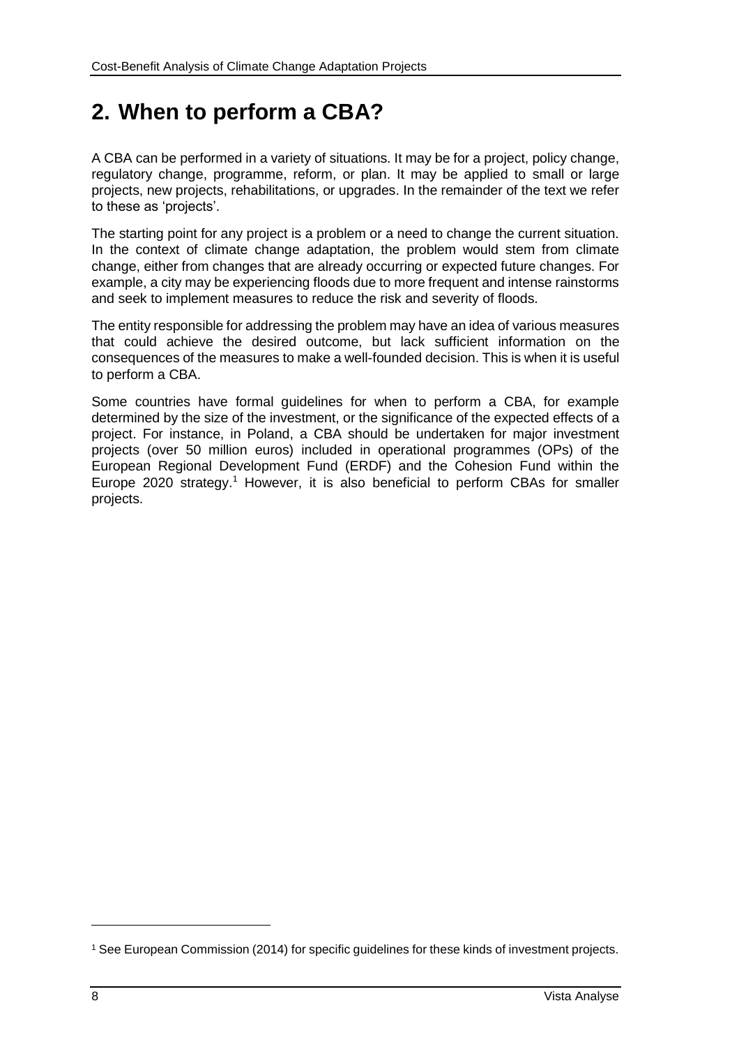# 2. When to perform a CBA?

A CBA can be performed in a variety of situations. It may be for a project, policy change, regulatory change, programme, reform, or plan. It may be applied to small or large projects, new projects, rehabilitations, or upgrades. In the remainder of the text we refer to these as 'projects'.

The starting point for any project is a problem or a need to change the current situation. In the context of climate change adaptation, the problem would stem from climate change, either from changes that are already occurring or expected future changes. For example, a city may be experiencing floods due to more frequent and intense rainstorms and seek to implement measures to reduce the risk and severity of floods.

The entity responsible for addressing the problem may have an idea of various measures that could achieve the desired outcome, but lack sufficient information on the consequences of the measures to make a well-founded decision. This is when it is useful to perform a CBA.

Some countries have formal guidelines for when to perform a CBA, for example determined by the size of the investment, or the significance of the expected effects of a project. For instance, in Poland, a CBA should be undertaken for major investment projects (over 50 million euros) included in operational programmes (OPs) of the European Regional Development Fund (ERDF) and the Cohesion Fund within the Europe 2020 strategy.[1] However, it is also beneficial to perform CBAs for smaller projects.

[1] See European Commission (2014) for specific guidelines for these kinds of investment projects.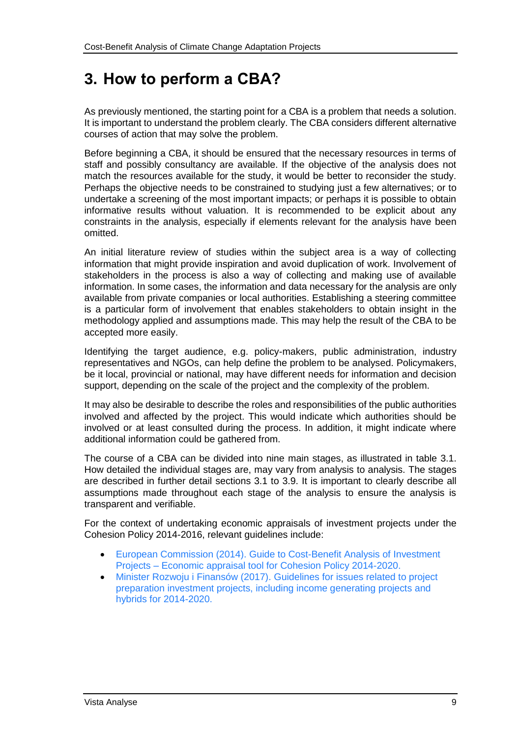# 3. How to perform a CBA?

As previously mentioned, the starting point for a CBA is a problem that needs a solution. It is important to understand the problem clearly. The CBA considers different alternative courses of action that may solve the problem.

Before beginning a CBA, it should be ensured that the necessary resources in terms of staff and possibly consultancy are available. If the objective of the analysis does not match the resources available for the study, it would be better to reconsider the study. Perhaps the objective needs to be constrained to studying just a few alternatives; or to undertake a screening of the most important impacts; or perhaps it is possible to obtain informative results without valuation. It is recommended to be explicit about any constraints in the analysis, especially if elements relevant for the analysis have been omitted.

An initial literature review of studies within the subject area is a way of collecting information that might provide inspiration and avoid duplication of work. Involvement of stakeholders in the process is also a way of collecting and making use of available information. In some cases, the information and data necessary for the analysis are only available from private companies or local authorities. Establishing a steering committee is a particular form of involvement that enables stakeholders to obtain insight in the methodology applied and assumptions made. This may help the result of the CBA to be accepted more easily.

Identifying the target audience, e.g. policy-makers, public administration, industry representatives and NGOs, can help define the problem to be analysed. Policymakers, be it local, provincial or national, may have different needs for information and decision support, depending on the scale of the project and the complexity of the problem.

It may also be desirable to describe the roles and responsibilities of the public authorities involved and affected by the project. This would indicate which authorities should be involved or at least consulted during the process. In addition, it might indicate where additional information could be gathered from.

The course of a CBA can be divided into nine main stages, as illustrated in table 3.1. How detailed the individual stages are, may vary from analysis to analysis. The stages are described in further detail sections 3.1 to 3.9. It is important to clearly describe all assumptions made throughout each stage of the analysis to ensure the analysis is transparent and verifiable.

For the context of undertaking economic appraisals of investment projects under the Cohesion Policy 2014-2016, relevant guidelines include:

- European Commission (2014). Guide to Cost-Benefit Analysis of Investment Projects – Economic appraisal tool for Cohesion Policy 2014-2020.
- Minister Rozwoju i Finansów (2017). Guidelines for issues related to project preparation investment projects, including income generating projects and hybrids for 2014-2020.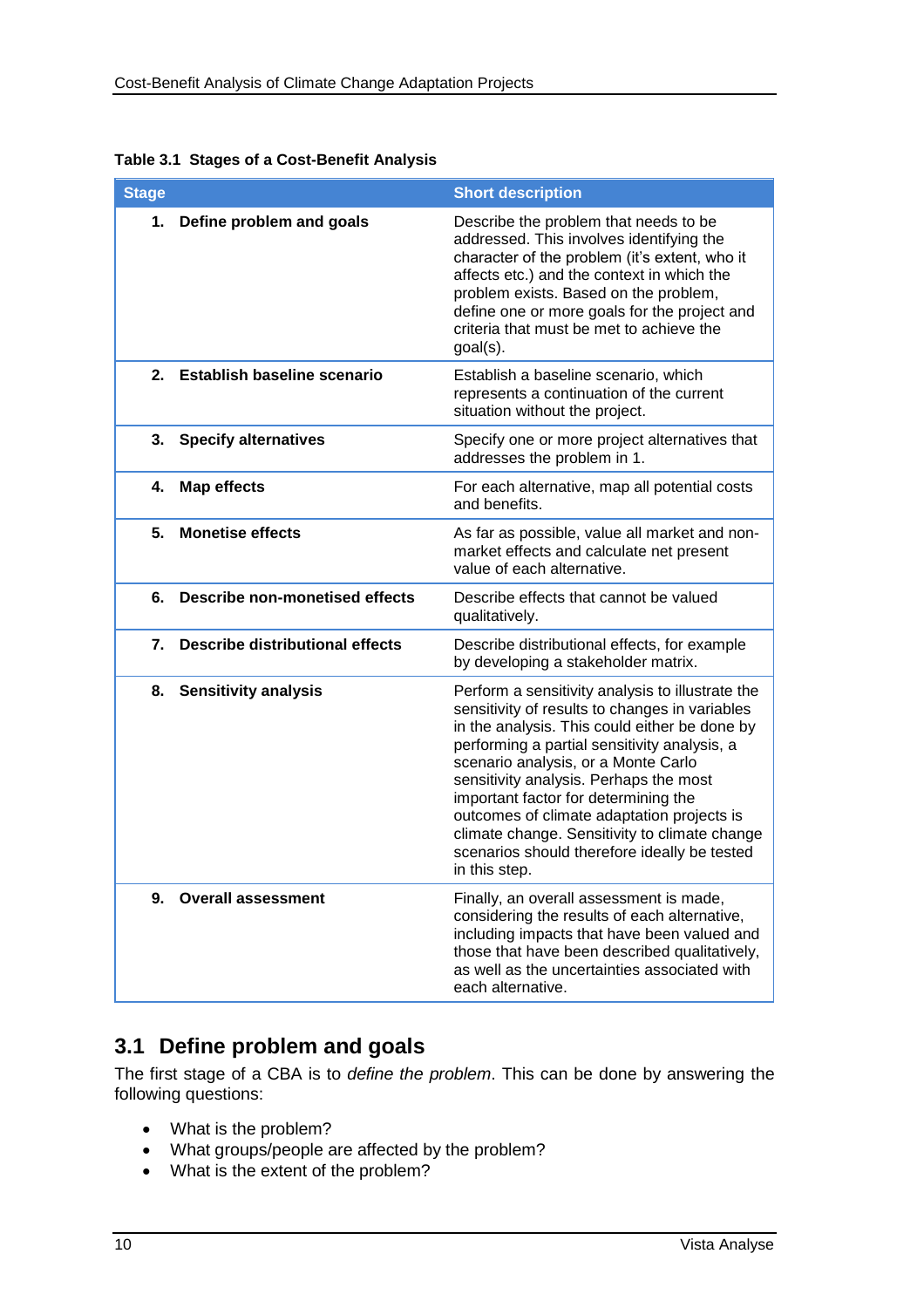**Table 3.1 Stages of a Cost-Benefit Analysis**

| Stage | Short description |
|---|---|
| **1. Define problem and goals** | Describe the problem that needs to be addressed. This involves identifying the character of the problem (it's extent, who it affects etc.) and the context in which the problem exists. Based on the problem, define one or more goals for the project and criteria that must be met to achieve the goal(s). |
| **2. Establish baseline scenario** | Establish a baseline scenario, which represents a continuation of the current situation without the project. |
| **3. Specify alternatives** | Specify one or more project alternatives that addresses the problem in 1. |
| **4. Map effects** | For each alternative, map all potential costs and benefits. |
| **5. Monetise effects** | As far as possible, value all market and non-market effects and calculate net present value of each alternative. |
| **6. Describe non-monetised effects** | Describe effects that cannot be valued qualitatively. |
| **7. Describe distributional effects** | Describe distributional effects, for example by developing a stakeholder matrix. |
| **8. Sensitivity analysis** | Perform a sensitivity analysis to illustrate the sensitivity of results to changes in variables in the analysis. This could either be done by performing a partial sensitivity analysis, a scenario analysis, or a Monte Carlo sensitivity analysis. Perhaps the most important factor for determining the outcomes of climate adaptation projects is climate change. Sensitivity to climate change scenarios should therefore ideally be tested in this step. |
| **9. Overall assessment** | Finally, an overall assessment is made, considering the results of each alternative, including impacts that have been valued and those that have been described qualitatively, as well as the uncertainties associated with each alternative. |

## 3.1 Define problem and goals

The first stage of a CBA is to *define the problem*. This can be done by answering the following questions:

- What is the problem?
- What groups/people are affected by the problem?
- What is the extent of the problem?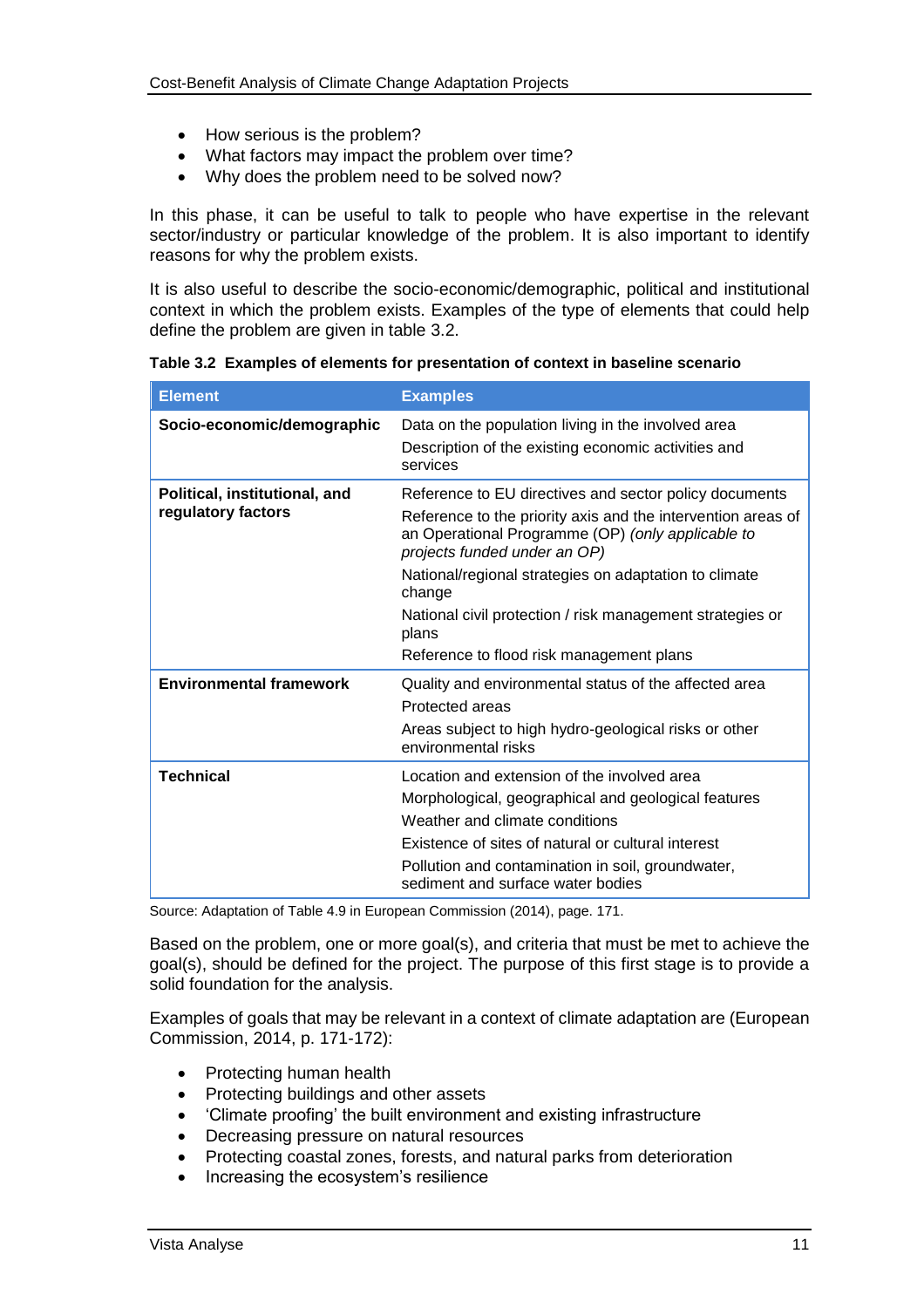- How serious is the problem?
- What factors may impact the problem over time?
- Why does the problem need to be solved now?

In this phase, it can be useful to talk to people who have expertise in the relevant sector/industry or particular knowledge of the problem. It is also important to identify reasons for why the problem exists.

It is also useful to describe the socio-economic/demographic, political and institutional context in which the problem exists. Examples of the type of elements that could help define the problem are given in table 3.2.

**Table 3.2 Examples of elements for presentation of context in baseline scenario**

| Element | Examples |
| --- | --- |
| **Socio-economic/demographic** | Data on the population living in the involved area<br>Description of the existing economic activities and services |
| **Political, institutional, and regulatory factors** | Reference to EU directives and sector policy documents<br>Reference to the priority axis and the intervention areas of an Operational Programme (OP) *(only applicable to projects funded under an OP)*<br>National/regional strategies on adaptation to climate change<br>National civil protection / risk management strategies or plans<br>Reference to flood risk management plans |
| **Environmental framework** | Quality and environmental status of the affected area<br>Protected areas<br>Areas subject to high hydro-geological risks or other environmental risks |
| **Technical** | Location and extension of the involved area<br>Morphological, geographical and geological features<br>Weather and climate conditions<br>Existence of sites of natural or cultural interest<br>Pollution and contamination in soil, groundwater, sediment and surface water bodies |

Source: Adaptation of Table 4.9 in European Commission (2014), page. 171.

Based on the problem, one or more goal(s), and criteria that must be met to achieve the goal(s), should be defined for the project. The purpose of this first stage is to provide a solid foundation for the analysis.

Examples of goals that may be relevant in a context of climate adaptation are (European Commission, 2014, p. 171-172):

- Protecting human health
- Protecting buildings and other assets
- 'Climate proofing' the built environment and existing infrastructure
- Decreasing pressure on natural resources
- Protecting coastal zones, forests, and natural parks from deterioration
- Increasing the ecosystem's resilience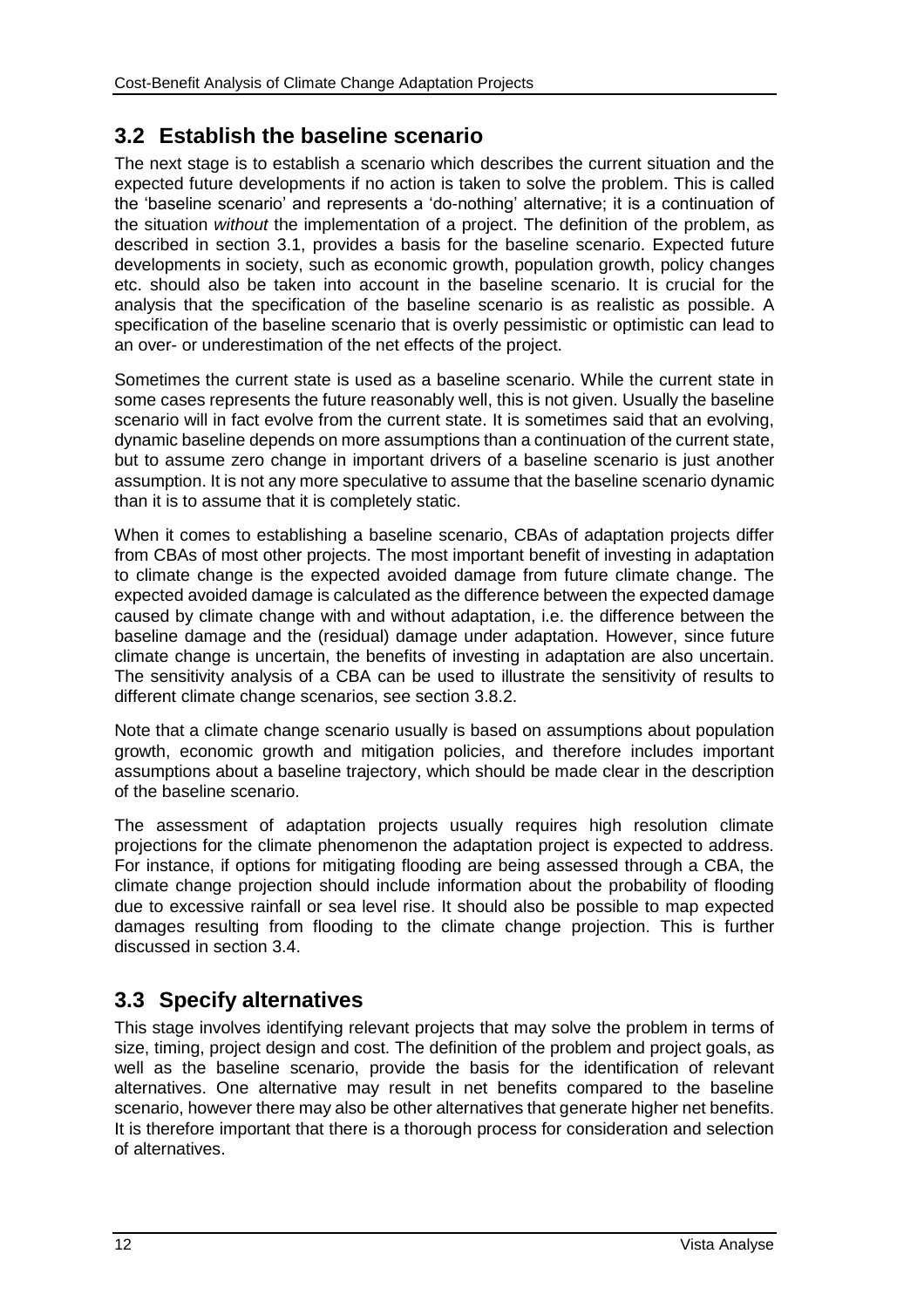## 3.2 Establish the baseline scenario

The next stage is to establish a scenario which describes the current situation and the expected future developments if no action is taken to solve the problem. This is called the 'baseline scenario' and represents a 'do-nothing' alternative; it is a continuation of the situation *without* the implementation of a project. The definition of the problem, as described in section 3.1, provides a basis for the baseline scenario. Expected future developments in society, such as economic growth, population growth, policy changes etc. should also be taken into account in the baseline scenario. It is crucial for the analysis that the specification of the baseline scenario is as realistic as possible. A specification of the baseline scenario that is overly pessimistic or optimistic can lead to an over- or underestimation of the net effects of the project.

Sometimes the current state is used as a baseline scenario. While the current state in some cases represents the future reasonably well, this is not given. Usually the baseline scenario will in fact evolve from the current state. It is sometimes said that an evolving, dynamic baseline depends on more assumptions than a continuation of the current state, but to assume zero change in important drivers of a baseline scenario is just another assumption. It is not any more speculative to assume that the baseline scenario dynamic than it is to assume that it is completely static.

When it comes to establishing a baseline scenario, CBAs of adaptation projects differ from CBAs of most other projects. The most important benefit of investing in adaptation to climate change is the expected avoided damage from future climate change. The expected avoided damage is calculated as the difference between the expected damage caused by climate change with and without adaptation, i.e. the difference between the baseline damage and the (residual) damage under adaptation. However, since future climate change is uncertain, the benefits of investing in adaptation are also uncertain. The sensitivity analysis of a CBA can be used to illustrate the sensitivity of results to different climate change scenarios, see section 3.8.2.

Note that a climate change scenario usually is based on assumptions about population growth, economic growth and mitigation policies, and therefore includes important assumptions about a baseline trajectory, which should be made clear in the description of the baseline scenario.

The assessment of adaptation projects usually requires high resolution climate projections for the climate phenomenon the adaptation project is expected to address. For instance, if options for mitigating flooding are being assessed through a CBA, the climate change projection should include information about the probability of flooding due to excessive rainfall or sea level rise. It should also be possible to map expected damages resulting from flooding to the climate change projection. This is further discussed in section 3.4.

## 3.3 Specify alternatives

This stage involves identifying relevant projects that may solve the problem in terms of size, timing, project design and cost. The definition of the problem and project goals, as well as the baseline scenario, provide the basis for the identification of relevant alternatives. One alternative may result in net benefits compared to the baseline scenario, however there may also be other alternatives that generate higher net benefits. It is therefore important that there is a thorough process for consideration and selection of alternatives.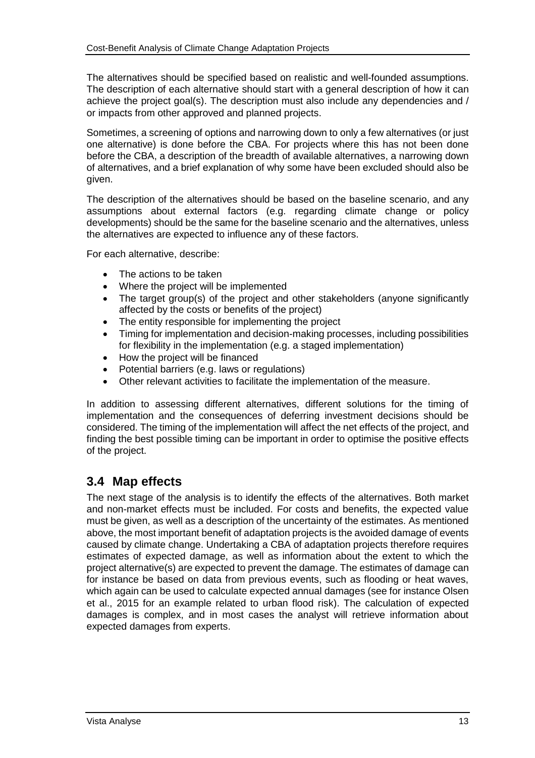The alternatives should be specified based on realistic and well-founded assumptions. The description of each alternative should start with a general description of how it can achieve the project goal(s). The description must also include any dependencies and / or impacts from other approved and planned projects.

Sometimes, a screening of options and narrowing down to only a few alternatives (or just one alternative) is done before the CBA. For projects where this has not been done before the CBA, a description of the breadth of available alternatives, a narrowing down of alternatives, and a brief explanation of why some have been excluded should also be given.

The description of the alternatives should be based on the baseline scenario, and any assumptions about external factors (e.g. regarding climate change or policy developments) should be the same for the baseline scenario and the alternatives, unless the alternatives are expected to influence any of these factors.

For each alternative, describe:

- The actions to be taken
- Where the project will be implemented
- The target group(s) of the project and other stakeholders (anyone significantly affected by the costs or benefits of the project)
- The entity responsible for implementing the project
- Timing for implementation and decision-making processes, including possibilities for flexibility in the implementation (e.g. a staged implementation)
- How the project will be financed
- Potential barriers (e.g. laws or regulations)
- Other relevant activities to facilitate the implementation of the measure.

In addition to assessing different alternatives, different solutions for the timing of implementation and the consequences of deferring investment decisions should be considered. The timing of the implementation will affect the net effects of the project, and finding the best possible timing can be important in order to optimise the positive effects of the project.

## 3.4 Map effects

The next stage of the analysis is to identify the effects of the alternatives. Both market and non-market effects must be included. For costs and benefits, the expected value must be given, as well as a description of the uncertainty of the estimates. As mentioned above, the most important benefit of adaptation projects is the avoided damage of events caused by climate change. Undertaking a CBA of adaptation projects therefore requires estimates of expected damage, as well as information about the extent to which the project alternative(s) are expected to prevent the damage. The estimates of damage can for instance be based on data from previous events, such as flooding or heat waves, which again can be used to calculate expected annual damages (see for instance Olsen et al., 2015 for an example related to urban flood risk). The calculation of expected damages is complex, and in most cases the analyst will retrieve information about expected damages from experts.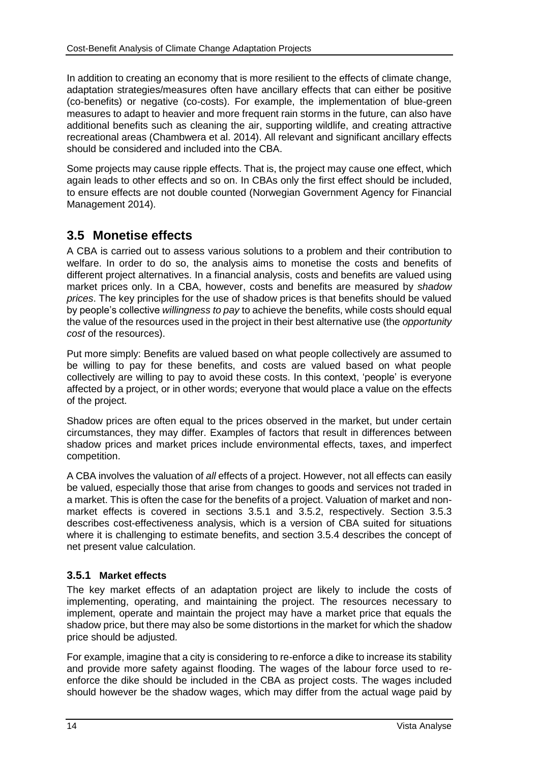In addition to creating an economy that is more resilient to the effects of climate change, adaptation strategies/measures often have ancillary effects that can either be positive (co-benefits) or negative (co-costs). For example, the implementation of blue-green measures to adapt to heavier and more frequent rain storms in the future, can also have additional benefits such as cleaning the air, supporting wildlife, and creating attractive recreational areas (Chambwera et al. 2014). All relevant and significant ancillary effects should be considered and included into the CBA.

Some projects may cause ripple effects. That is, the project may cause one effect, which again leads to other effects and so on. In CBAs only the first effect should be included, to ensure effects are not double counted (Norwegian Government Agency for Financial Management 2014).

## 3.5 Monetise effects

A CBA is carried out to assess various solutions to a problem and their contribution to welfare. In order to do so, the analysis aims to monetise the costs and benefits of different project alternatives. In a financial analysis, costs and benefits are valued using market prices only. In a CBA, however, costs and benefits are measured by *shadow prices*. The key principles for the use of shadow prices is that benefits should be valued by people's collective *willingness to pay* to achieve the benefits, while costs should equal the value of the resources used in the project in their best alternative use (the *opportunity cost* of the resources).

Put more simply: Benefits are valued based on what people collectively are assumed to be willing to pay for these benefits, and costs are valued based on what people collectively are willing to pay to avoid these costs. In this context, 'people' is everyone affected by a project, or in other words; everyone that would place a value on the effects of the project.

Shadow prices are often equal to the prices observed in the market, but under certain circumstances, they may differ. Examples of factors that result in differences between shadow prices and market prices include environmental effects, taxes, and imperfect competition.

A CBA involves the valuation of *all* effects of a project. However, not all effects can easily be valued, especially those that arise from changes to goods and services not traded in a market. This is often the case for the benefits of a project. Valuation of market and non-market effects is covered in sections 3.5.1 and 3.5.2, respectively. Section 3.5.3 describes cost-effectiveness analysis, which is a version of CBA suited for situations where it is challenging to estimate benefits, and section 3.5.4 describes the concept of net present value calculation.

### 3.5.1 Market effects

The key market effects of an adaptation project are likely to include the costs of implementing, operating, and maintaining the project. The resources necessary to implement, operate and maintain the project may have a market price that equals the shadow price, but there may also be some distortions in the market for which the shadow price should be adjusted.

For example, imagine that a city is considering to re-enforce a dike to increase its stability and provide more safety against flooding. The wages of the labour force used to re-enforce the dike should be included in the CBA as project costs. The wages included should however be the shadow wages, which may differ from the actual wage paid by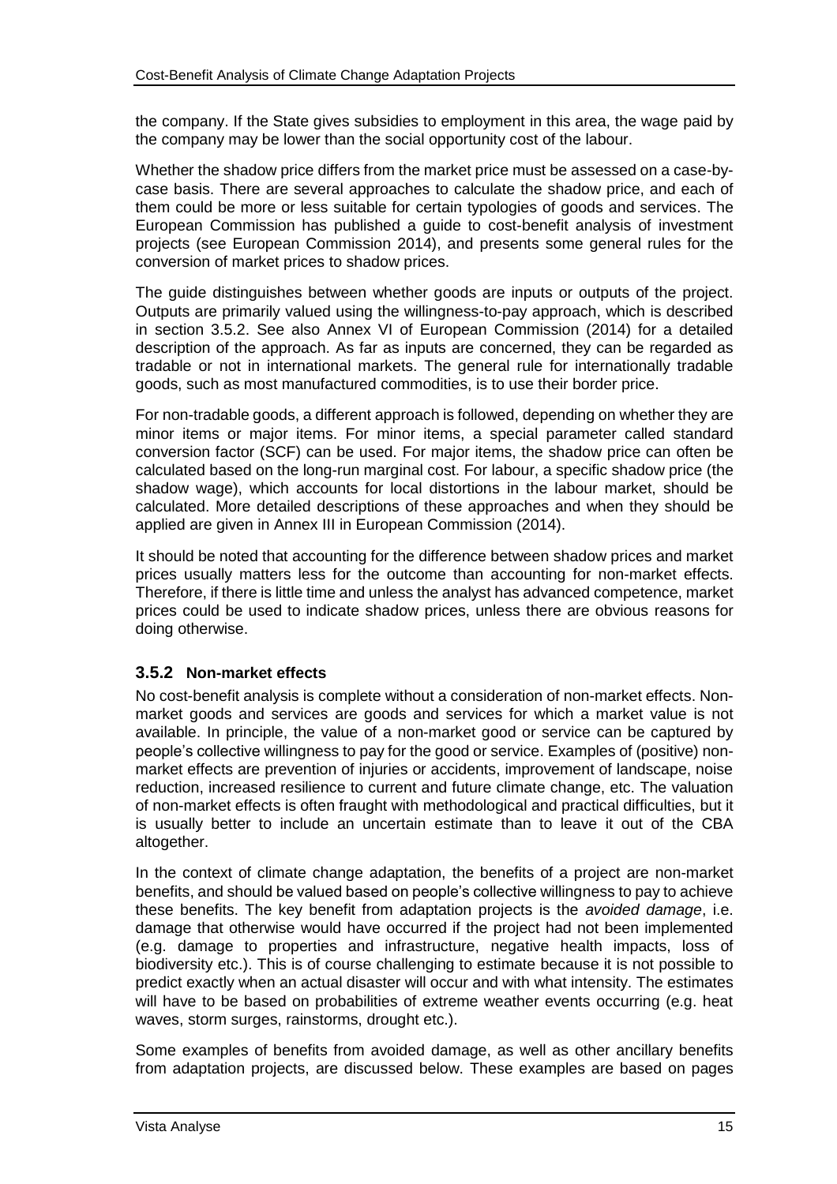the company. If the State gives subsidies to employment in this area, the wage paid by the company may be lower than the social opportunity cost of the labour.

Whether the shadow price differs from the market price must be assessed on a case-by-case basis. There are several approaches to calculate the shadow price, and each of them could be more or less suitable for certain typologies of goods and services. The European Commission has published a guide to cost-benefit analysis of investment projects (see European Commission 2014), and presents some general rules for the conversion of market prices to shadow prices.

The guide distinguishes between whether goods are inputs or outputs of the project. Outputs are primarily valued using the willingness-to-pay approach, which is described in section 3.5.2. See also Annex VI of European Commission (2014) for a detailed description of the approach. As far as inputs are concerned, they can be regarded as tradable or not in international markets. The general rule for internationally tradable goods, such as most manufactured commodities, is to use their border price.

For non-tradable goods, a different approach is followed, depending on whether they are minor items or major items. For minor items, a special parameter called standard conversion factor (SCF) can be used. For major items, the shadow price can often be calculated based on the long-run marginal cost. For labour, a specific shadow price (the shadow wage), which accounts for local distortions in the labour market, should be calculated. More detailed descriptions of these approaches and when they should be applied are given in Annex III in European Commission (2014).

It should be noted that accounting for the difference between shadow prices and market prices usually matters less for the outcome than accounting for non-market effects. Therefore, if there is little time and unless the analyst has advanced competence, market prices could be used to indicate shadow prices, unless there are obvious reasons for doing otherwise.

### 3.5.2 Non-market effects

No cost-benefit analysis is complete without a consideration of non-market effects. Non-market goods and services are goods and services for which a market value is not available. In principle, the value of a non-market good or service can be captured by people's collective willingness to pay for the good or service. Examples of (positive) non-market effects are prevention of injuries or accidents, improvement of landscape, noise reduction, increased resilience to current and future climate change, etc. The valuation of non-market effects is often fraught with methodological and practical difficulties, but it is usually better to include an uncertain estimate than to leave it out of the CBA altogether.

In the context of climate change adaptation, the benefits of a project are non-market benefits, and should be valued based on people's collective willingness to pay to achieve these benefits. The key benefit from adaptation projects is the *avoided damage*, i.e. damage that otherwise would have occurred if the project had not been implemented (e.g. damage to properties and infrastructure, negative health impacts, loss of biodiversity etc.). This is of course challenging to estimate because it is not possible to predict exactly when an actual disaster will occur and with what intensity. The estimates will have to be based on probabilities of extreme weather events occurring (e.g. heat waves, storm surges, rainstorms, drought etc.).

Some examples of benefits from avoided damage, as well as other ancillary benefits from adaptation projects, are discussed below. These examples are based on pages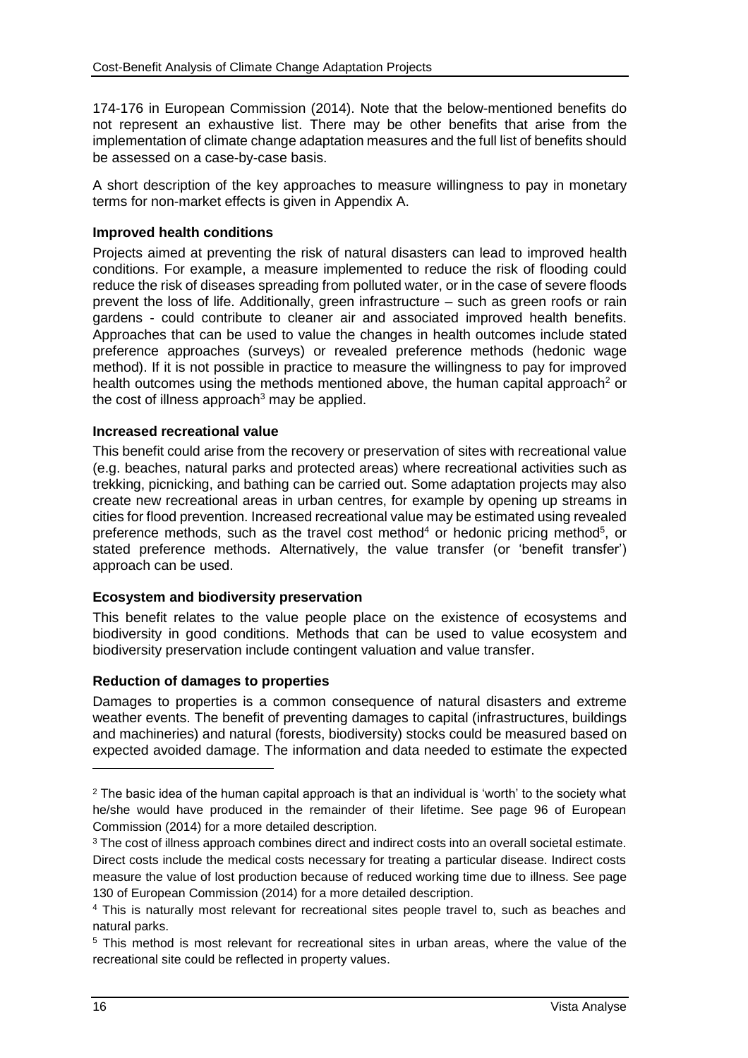174-176 in European Commission (2014). Note that the below-mentioned benefits do not represent an exhaustive list. There may be other benefits that arise from the implementation of climate change adaptation measures and the full list of benefits should be assessed on a case-by-case basis.

A short description of the key approaches to measure willingness to pay in monetary terms for non-market effects is given in Appendix A.

**Improved health conditions**

Projects aimed at preventing the risk of natural disasters can lead to improved health conditions. For example, a measure implemented to reduce the risk of flooding could reduce the risk of diseases spreading from polluted water, or in the case of severe floods prevent the loss of life. Additionally, green infrastructure – such as green roofs or rain gardens - could contribute to cleaner air and associated improved health benefits. Approaches that can be used to value the changes in health outcomes include stated preference approaches (surveys) or revealed preference methods (hedonic wage method). If it is not possible in practice to measure the willingness to pay for improved health outcomes using the methods mentioned above, the human capital approach[2] or the cost of illness approach[3] may be applied.

**Increased recreational value**

This benefit could arise from the recovery or preservation of sites with recreational value (e.g. beaches, natural parks and protected areas) where recreational activities such as trekking, picnicking, and bathing can be carried out. Some adaptation projects may also create new recreational areas in urban centres, for example by opening up streams in cities for flood prevention. Increased recreational value may be estimated using revealed preference methods, such as the travel cost method[4] or hedonic pricing method[5], or stated preference methods. Alternatively, the value transfer (or 'benefit transfer') approach can be used.

**Ecosystem and biodiversity preservation**

This benefit relates to the value people place on the existence of ecosystems and biodiversity in good conditions. Methods that can be used to value ecosystem and biodiversity preservation include contingent valuation and value transfer.

**Reduction of damages to properties**

Damages to properties is a common consequence of natural disasters and extreme weather events. The benefit of preventing damages to capital (infrastructures, buildings and machineries) and natural (forests, biodiversity) stocks could be measured based on expected avoided damage. The information and data needed to estimate the expected

---

[2] The basic idea of the human capital approach is that an individual is 'worth' to the society what he/she would have produced in the remainder of their lifetime. See page 96 of European Commission (2014) for a more detailed description.

[3] The cost of illness approach combines direct and indirect costs into an overall societal estimate. Direct costs include the medical costs necessary for treating a particular disease. Indirect costs measure the value of lost production because of reduced working time due to illness. See page 130 of European Commission (2014) for a more detailed description.

[4] This is naturally most relevant for recreational sites people travel to, such as beaches and natural parks.

[5] This method is most relevant for recreational sites in urban areas, where the value of the recreational site could be reflected in property values.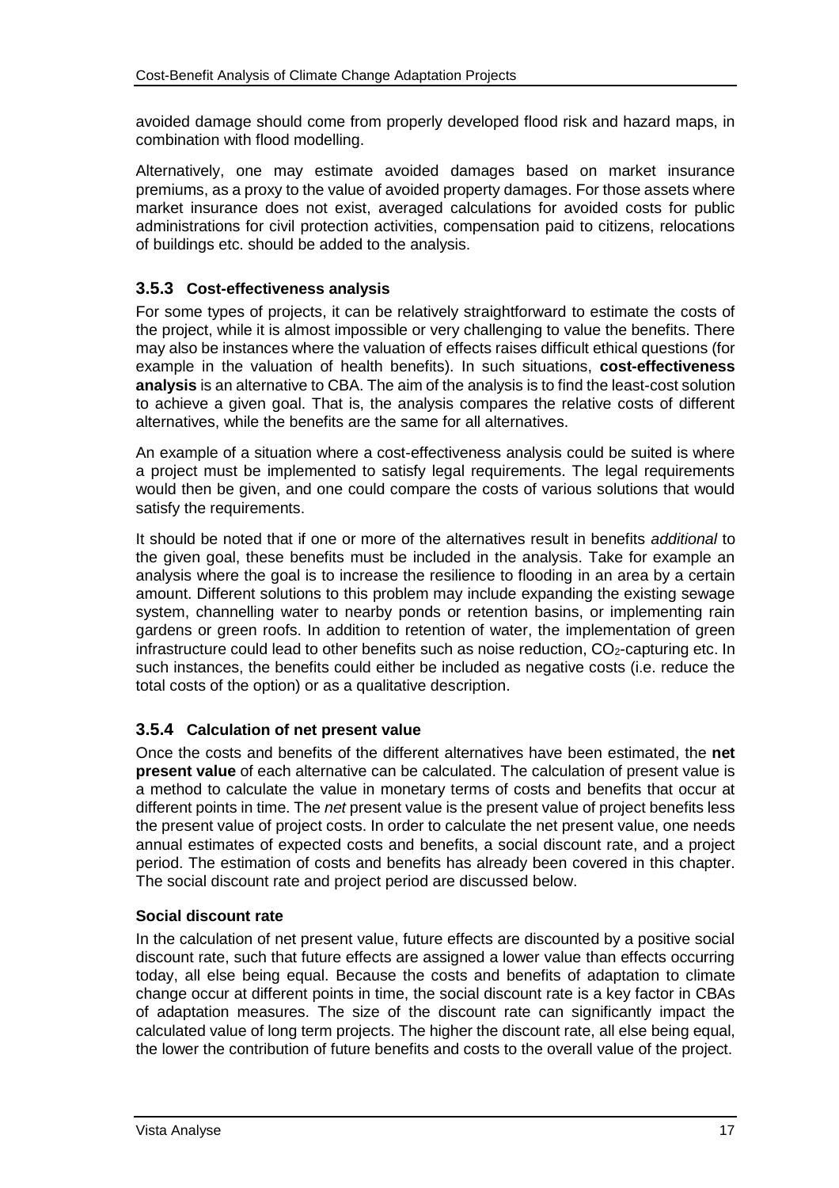avoided damage should come from properly developed flood risk and hazard maps, in combination with flood modelling.

Alternatively, one may estimate avoided damages based on market insurance premiums, as a proxy to the value of avoided property damages. For those assets where market insurance does not exist, averaged calculations for avoided costs for public administrations for civil protection activities, compensation paid to citizens, relocations of buildings etc. should be added to the analysis.

### 3.5.3 Cost-effectiveness analysis

For some types of projects, it can be relatively straightforward to estimate the costs of the project, while it is almost impossible or very challenging to value the benefits. There may also be instances where the valuation of effects raises difficult ethical questions (for example in the valuation of health benefits). In such situations, **cost-effectiveness analysis** is an alternative to CBA. The aim of the analysis is to find the least-cost solution to achieve a given goal. That is, the analysis compares the relative costs of different alternatives, while the benefits are the same for all alternatives.

An example of a situation where a cost-effectiveness analysis could be suited is where a project must be implemented to satisfy legal requirements. The legal requirements would then be given, and one could compare the costs of various solutions that would satisfy the requirements.

It should be noted that if one or more of the alternatives result in benefits *additional* to the given goal, these benefits must be included in the analysis. Take for example an analysis where the goal is to increase the resilience to flooding in an area by a certain amount. Different solutions to this problem may include expanding the existing sewage system, channelling water to nearby ponds or retention basins, or implementing rain gardens or green roofs. In addition to retention of water, the implementation of green infrastructure could lead to other benefits such as noise reduction, $CO_2$-capturing etc. In such instances, the benefits could either be included as negative costs (i.e. reduce the total costs of the option) or as a qualitative description.

### 3.5.4 Calculation of net present value

Once the costs and benefits of the different alternatives have been estimated, the **net present value** of each alternative can be calculated. The calculation of present value is a method to calculate the value in monetary terms of costs and benefits that occur at different points in time. The *net* present value is the present value of project benefits less the present value of project costs. In order to calculate the net present value, one needs annual estimates of expected costs and benefits, a social discount rate, and a project period. The estimation of costs and benefits has already been covered in this chapter. The social discount rate and project period are discussed below.

**Social discount rate**

In the calculation of net present value, future effects are discounted by a positive social discount rate, such that future effects are assigned a lower value than effects occurring today, all else being equal. Because the costs and benefits of adaptation to climate change occur at different points in time, the social discount rate is a key factor in CBAs of adaptation measures. The size of the discount rate can significantly impact the calculated value of long term projects. The higher the discount rate, all else being equal, the lower the contribution of future benefits and costs to the overall value of the project.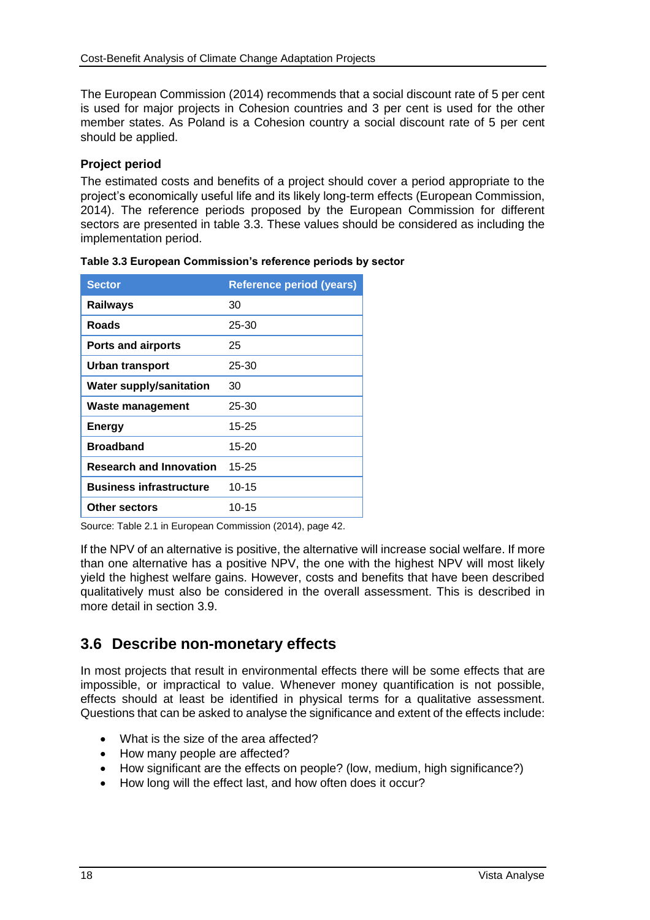The European Commission (2014) recommends that a social discount rate of 5 per cent is used for major projects in Cohesion countries and 3 per cent is used for the other member states. As Poland is a Cohesion country a social discount rate of 5 per cent should be applied.

**Project period**

The estimated costs and benefits of a project should cover a period appropriate to the project's economically useful life and its likely long-term effects (European Commission, 2014). The reference periods proposed by the European Commission for different sectors are presented in table 3.3. These values should be considered as including the implementation period.

**Table 3.3 European Commission's reference periods by sector**

| Sector | Reference period (years) |
|---|---|
| **Railways** | 30 |
| **Roads** | 25-30 |
| **Ports and airports** | 25 |
| **Urban transport** | 25-30 |
| **Water supply/sanitation** | 30 |
| **Waste management** | 25-30 |
| **Energy** | 15-25 |
| **Broadband** | 15-20 |
| **Research and Innovation** | 15-25 |
| **Business infrastructure** | 10-15 |
| **Other sectors** | 10-15 |

Source: Table 2.1 in European Commission (2014), page 42.

If the NPV of an alternative is positive, the alternative will increase social welfare. If more than one alternative has a positive NPV, the one with the highest NPV will most likely yield the highest welfare gains. However, costs and benefits that have been described qualitatively must also be considered in the overall assessment. This is described in more detail in section 3.9.

## 3.6 Describe non-monetary effects

In most projects that result in environmental effects there will be some effects that are impossible, or impractical to value. Whenever money quantification is not possible, effects should at least be identified in physical terms for a qualitative assessment. Questions that can be asked to analyse the significance and extent of the effects include:

- What is the size of the area affected?
- How many people are affected?
- How significant are the effects on people? (low, medium, high significance?)
- How long will the effect last, and how often does it occur?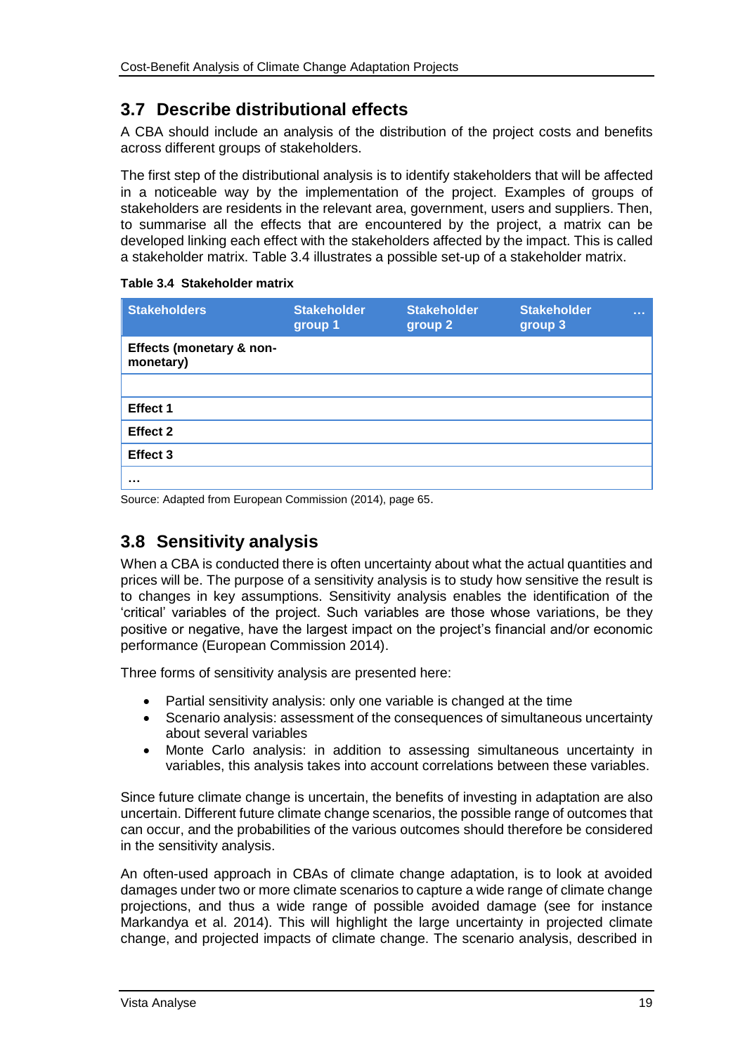## 3.7 Describe distributional effects

A CBA should include an analysis of the distribution of the project costs and benefits across different groups of stakeholders.

The first step of the distributional analysis is to identify stakeholders that will be affected in a noticeable way by the implementation of the project. Examples of groups of stakeholders are residents in the relevant area, government, users and suppliers. Then, to summarise all the effects that are encountered by the project, a matrix can be developed linking each effect with the stakeholders affected by the impact. This is called a stakeholder matrix. Table 3.4 illustrates a possible set-up of a stakeholder matrix.

**Table 3.4 Stakeholder matrix**

| Stakeholders | Stakeholder group 1 | Stakeholder group 2 | Stakeholder group 3 | … |
|---|---|---|---|---|
| **Effects (monetary & non-monetary)** | | | | |
| | | | | |
| **Effect 1** | | | | |
| **Effect 2** | | | | |
| **Effect 3** | | | | |
| **…** | | | | |

Source: Adapted from European Commission (2014), page 65.

## 3.8 Sensitivity analysis

When a CBA is conducted there is often uncertainty about what the actual quantities and prices will be. The purpose of a sensitivity analysis is to study how sensitive the result is to changes in key assumptions. Sensitivity analysis enables the identification of the 'critical' variables of the project. Such variables are those whose variations, be they positive or negative, have the largest impact on the project's financial and/or economic performance (European Commission 2014).

Three forms of sensitivity analysis are presented here:

- Partial sensitivity analysis: only one variable is changed at the time
- Scenario analysis: assessment of the consequences of simultaneous uncertainty about several variables
- Monte Carlo analysis: in addition to assessing simultaneous uncertainty in variables, this analysis takes into account correlations between these variables.

Since future climate change is uncertain, the benefits of investing in adaptation are also uncertain. Different future climate change scenarios, the possible range of outcomes that can occur, and the probabilities of the various outcomes should therefore be considered in the sensitivity analysis.

An often-used approach in CBAs of climate change adaptation, is to look at avoided damages under two or more climate scenarios to capture a wide range of climate change projections, and thus a wide range of possible avoided damage (see for instance Markandya et al. 2014). This will highlight the large uncertainty in projected climate change, and projected impacts of climate change. The scenario analysis, described in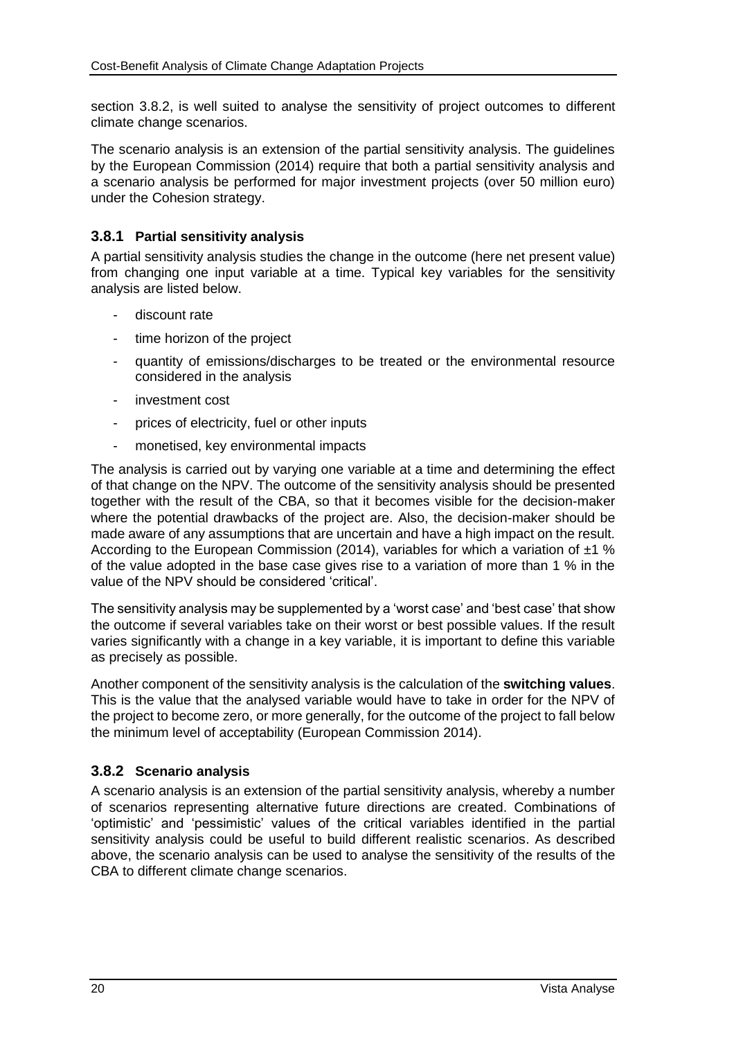section 3.8.2, is well suited to analyse the sensitivity of project outcomes to different climate change scenarios.

The scenario analysis is an extension of the partial sensitivity analysis. The guidelines by the European Commission (2014) require that both a partial sensitivity analysis and a scenario analysis be performed for major investment projects (over 50 million euro) under the Cohesion strategy.

### 3.8.1 Partial sensitivity analysis

A partial sensitivity analysis studies the change in the outcome (here net present value) from changing one input variable at a time. Typical key variables for the sensitivity analysis are listed below.

- discount rate
- time horizon of the project
- quantity of emissions/discharges to be treated or the environmental resource considered in the analysis
- investment cost
- prices of electricity, fuel or other inputs
- monetised, key environmental impacts

The analysis is carried out by varying one variable at a time and determining the effect of that change on the NPV. The outcome of the sensitivity analysis should be presented together with the result of the CBA, so that it becomes visible for the decision-maker where the potential drawbacks of the project are. Also, the decision-maker should be made aware of any assumptions that are uncertain and have a high impact on the result. According to the European Commission (2014), variables for which a variation of ±1 % of the value adopted in the base case gives rise to a variation of more than 1 % in the value of the NPV should be considered 'critical'.

The sensitivity analysis may be supplemented by a 'worst case' and 'best case' that show the outcome if several variables take on their worst or best possible values. If the result varies significantly with a change in a key variable, it is important to define this variable as precisely as possible.

Another component of the sensitivity analysis is the calculation of the **switching values**. This is the value that the analysed variable would have to take in order for the NPV of the project to become zero, or more generally, for the outcome of the project to fall below the minimum level of acceptability (European Commission 2014).

### 3.8.2 Scenario analysis

A scenario analysis is an extension of the partial sensitivity analysis, whereby a number of scenarios representing alternative future directions are created. Combinations of 'optimistic' and 'pessimistic' values of the critical variables identified in the partial sensitivity analysis could be useful to build different realistic scenarios. As described above, the scenario analysis can be used to analyse the sensitivity of the results of the CBA to different climate change scenarios.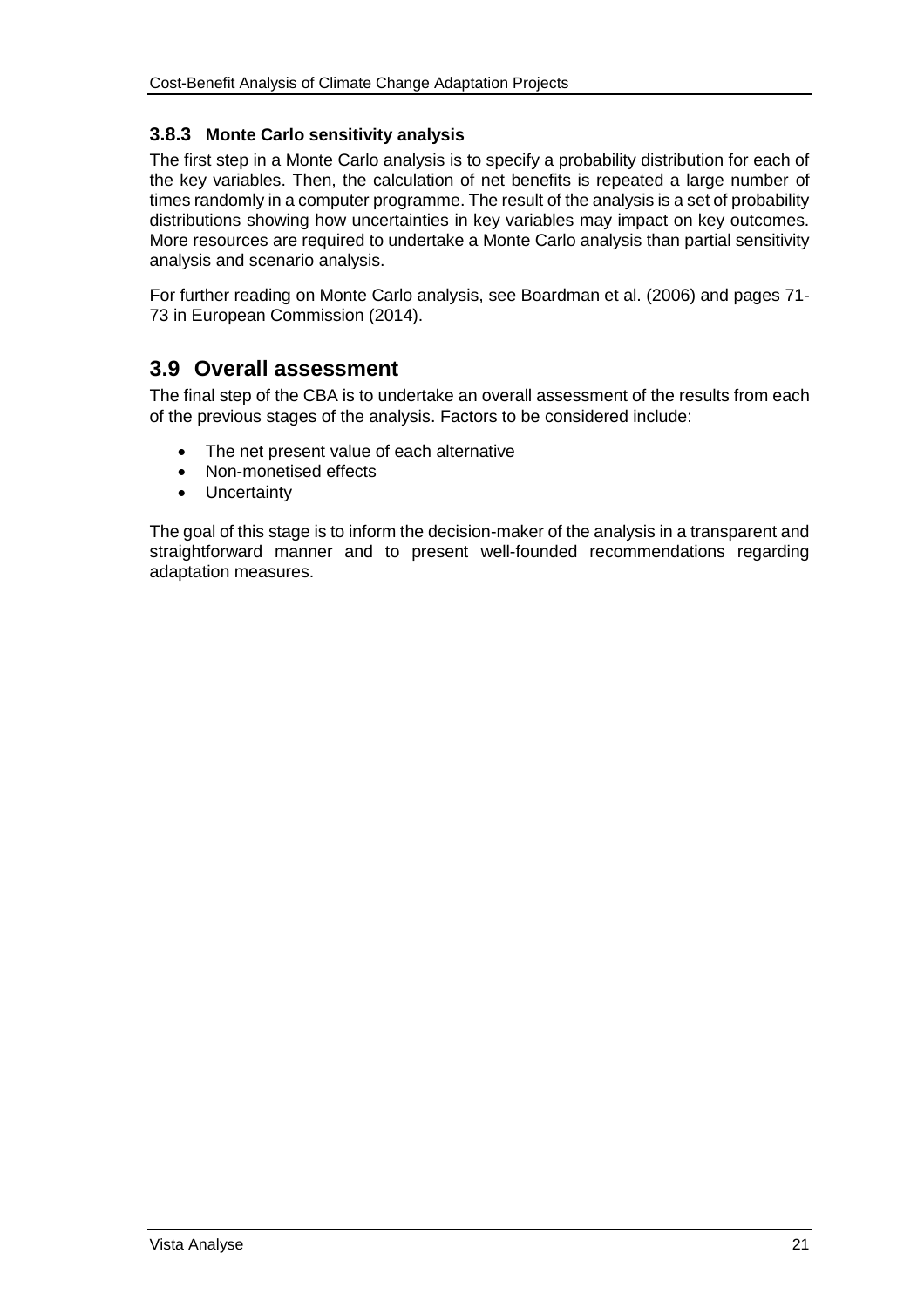### 3.8.3 Monte Carlo sensitivity analysis

The first step in a Monte Carlo analysis is to specify a probability distribution for each of the key variables. Then, the calculation of net benefits is repeated a large number of times randomly in a computer programme. The result of the analysis is a set of probability distributions showing how uncertainties in key variables may impact on key outcomes. More resources are required to undertake a Monte Carlo analysis than partial sensitivity analysis and scenario analysis.

For further reading on Monte Carlo analysis, see Boardman et al. (2006) and pages 71-73 in European Commission (2014).

## 3.9 Overall assessment

The final step of the CBA is to undertake an overall assessment of the results from each of the previous stages of the analysis. Factors to be considered include:

- The net present value of each alternative
- Non-monetised effects
- Uncertainty

The goal of this stage is to inform the decision-maker of the analysis in a transparent and straightforward manner and to present well-founded recommendations regarding adaptation measures.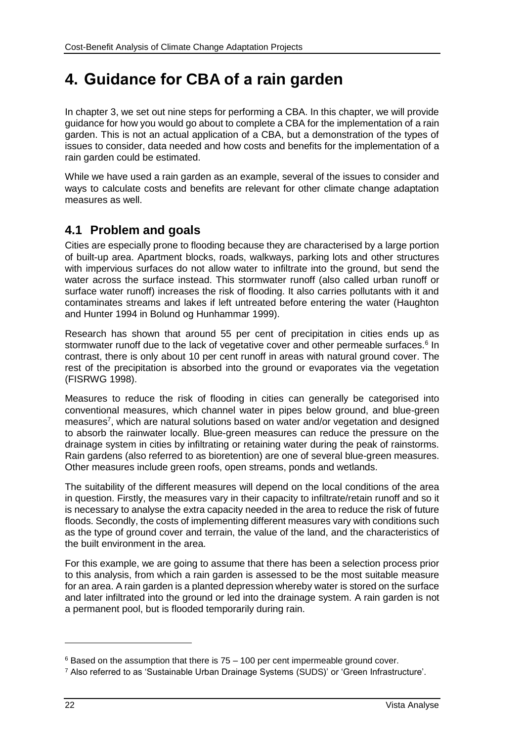# 4. Guidance for CBA of a rain garden

In chapter 3, we set out nine steps for performing a CBA. In this chapter, we will provide guidance for how you would go about to complete a CBA for the implementation of a rain garden. This is not an actual application of a CBA, but a demonstration of the types of issues to consider, data needed and how costs and benefits for the implementation of a rain garden could be estimated.

While we have used a rain garden as an example, several of the issues to consider and ways to calculate costs and benefits are relevant for other climate change adaptation measures as well.

## 4.1 Problem and goals

Cities are especially prone to flooding because they are characterised by a large portion of built-up area. Apartment blocks, roads, walkways, parking lots and other structures with impervious surfaces do not allow water to infiltrate into the ground, but send the water across the surface instead. This stormwater runoff (also called urban runoff or surface water runoff) increases the risk of flooding. It also carries pollutants with it and contaminates streams and lakes if left untreated before entering the water (Haughton and Hunter 1994 in Bolund og Hunhammar 1999).

Research has shown that around 55 per cent of precipitation in cities ends up as stormwater runoff due to the lack of vegetative cover and other permeable surfaces.[6] In contrast, there is only about 10 per cent runoff in areas with natural ground cover. The rest of the precipitation is absorbed into the ground or evaporates via the vegetation (FISRWG 1998).

Measures to reduce the risk of flooding in cities can generally be categorised into conventional measures, which channel water in pipes below ground, and blue-green measures[7], which are natural solutions based on water and/or vegetation and designed to absorb the rainwater locally. Blue-green measures can reduce the pressure on the drainage system in cities by infiltrating or retaining water during the peak of rainstorms. Rain gardens (also referred to as bioretention) are one of several blue-green measures. Other measures include green roofs, open streams, ponds and wetlands.

The suitability of the different measures will depend on the local conditions of the area in question. Firstly, the measures vary in their capacity to infiltrate/retain runoff and so it is necessary to analyse the extra capacity needed in the area to reduce the risk of future floods. Secondly, the costs of implementing different measures vary with conditions such as the type of ground cover and terrain, the value of the land, and the characteristics of the built environment in the area.

For this example, we are going to assume that there has been a selection process prior to this analysis, from which a rain garden is assessed to be the most suitable measure for an area. A rain garden is a planted depression whereby water is stored on the surface and later infiltrated into the ground or led into the drainage system. A rain garden is not a permanent pool, but is flooded temporarily during rain.

---

[6] Based on the assumption that there is 75 – 100 per cent impermeable ground cover.

[7] Also referred to as 'Sustainable Urban Drainage Systems (SUDS)' or 'Green Infrastructure'.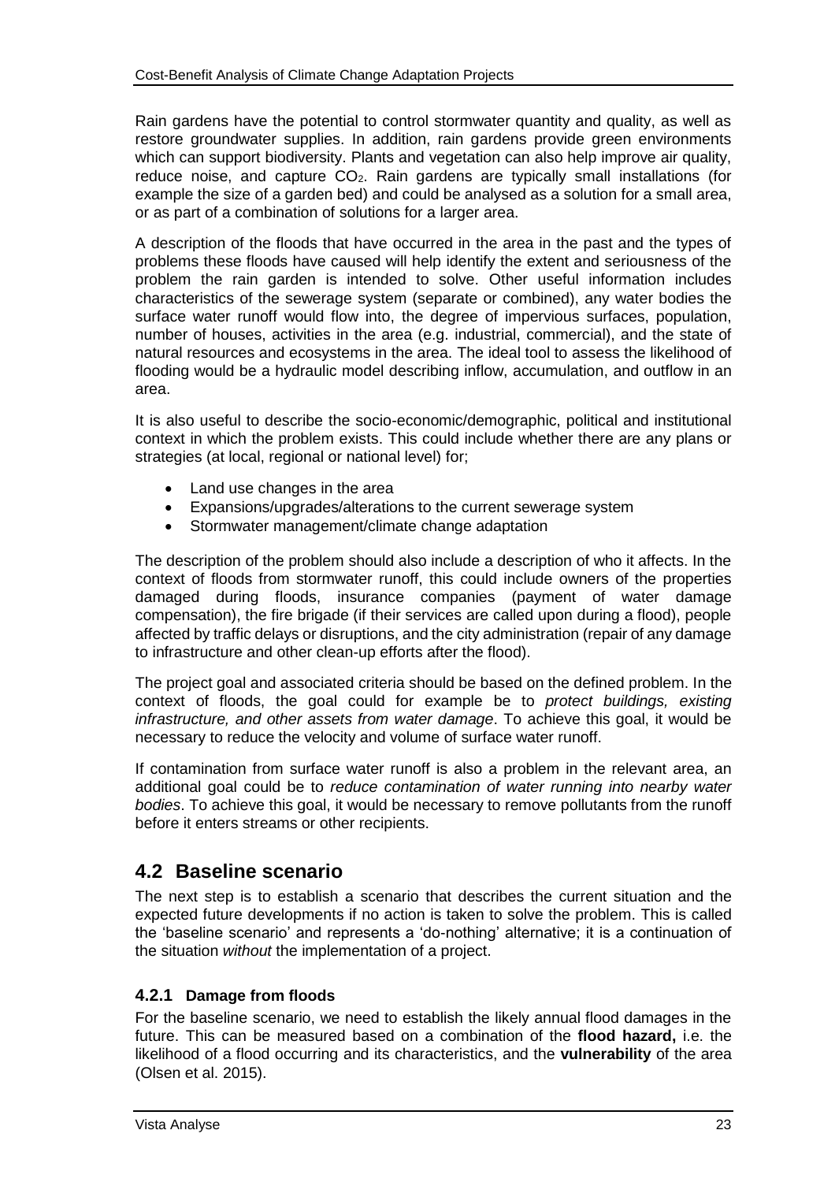Rain gardens have the potential to control stormwater quantity and quality, as well as restore groundwater supplies. In addition, rain gardens provide green environments which can support biodiversity. Plants and vegetation can also help improve air quality, reduce noise, and capture $CO_2$. Rain gardens are typically small installations (for example the size of a garden bed) and could be analysed as a solution for a small area, or as part of a combination of solutions for a larger area.

A description of the floods that have occurred in the area in the past and the types of problems these floods have caused will help identify the extent and seriousness of the problem the rain garden is intended to solve. Other useful information includes characteristics of the sewerage system (separate or combined), any water bodies the surface water runoff would flow into, the degree of impervious surfaces, population, number of houses, activities in the area (e.g. industrial, commercial), and the state of natural resources and ecosystems in the area. The ideal tool to assess the likelihood of flooding would be a hydraulic model describing inflow, accumulation, and outflow in an area.

It is also useful to describe the socio-economic/demographic, political and institutional context in which the problem exists. This could include whether there are any plans or strategies (at local, regional or national level) for;

- Land use changes in the area
- Expansions/upgrades/alterations to the current sewerage system
- Stormwater management/climate change adaptation

The description of the problem should also include a description of who it affects. In the context of floods from stormwater runoff, this could include owners of the properties damaged during floods, insurance companies (payment of water damage compensation), the fire brigade (if their services are called upon during a flood), people affected by traffic delays or disruptions, and the city administration (repair of any damage to infrastructure and other clean-up efforts after the flood).

The project goal and associated criteria should be based on the defined problem. In the context of floods, the goal could for example be to *protect buildings, existing infrastructure, and other assets from water damage*. To achieve this goal, it would be necessary to reduce the velocity and volume of surface water runoff.

If contamination from surface water runoff is also a problem in the relevant area, an additional goal could be to *reduce contamination of water running into nearby water bodies*. To achieve this goal, it would be necessary to remove pollutants from the runoff before it enters streams or other recipients.

## 4.2 Baseline scenario

The next step is to establish a scenario that describes the current situation and the expected future developments if no action is taken to solve the problem. This is called the 'baseline scenario' and represents a 'do-nothing' alternative; it is a continuation of the situation *without* the implementation of a project.

### 4.2.1 Damage from floods

For the baseline scenario, we need to establish the likely annual flood damages in the future. This can be measured based on a combination of the **flood hazard,** i.e. the likelihood of a flood occurring and its characteristics, and the **vulnerability** of the area (Olsen et al. 2015).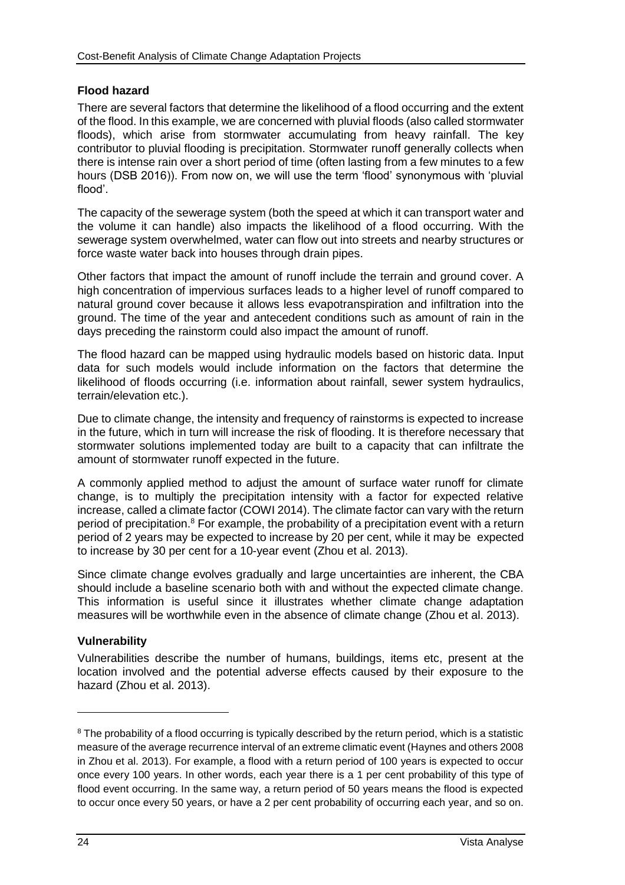### Flood hazard

There are several factors that determine the likelihood of a flood occurring and the extent of the flood. In this example, we are concerned with pluvial floods (also called stormwater floods), which arise from stormwater accumulating from heavy rainfall. The key contributor to pluvial flooding is precipitation. Stormwater runoff generally collects when there is intense rain over a short period of time (often lasting from a few minutes to a few hours (DSB 2016)). From now on, we will use the term 'flood' synonymous with 'pluvial flood'.

The capacity of the sewerage system (both the speed at which it can transport water and the volume it can handle) also impacts the likelihood of a flood occurring. With the sewerage system overwhelmed, water can flow out into streets and nearby structures or force waste water back into houses through drain pipes.

Other factors that impact the amount of runoff include the terrain and ground cover. A high concentration of impervious surfaces leads to a higher level of runoff compared to natural ground cover because it allows less evapotranspiration and infiltration into the ground. The time of the year and antecedent conditions such as amount of rain in the days preceding the rainstorm could also impact the amount of runoff.

The flood hazard can be mapped using hydraulic models based on historic data. Input data for such models would include information on the factors that determine the likelihood of floods occurring (i.e. information about rainfall, sewer system hydraulics, terrain/elevation etc.).

Due to climate change, the intensity and frequency of rainstorms is expected to increase in the future, which in turn will increase the risk of flooding. It is therefore necessary that stormwater solutions implemented today are built to a capacity that can infiltrate the amount of stormwater runoff expected in the future.

A commonly applied method to adjust the amount of surface water runoff for climate change, is to multiply the precipitation intensity with a factor for expected relative increase, called a climate factor (COWI 2014). The climate factor can vary with the return period of precipitation.[8] For example, the probability of a precipitation event with a return period of 2 years may be expected to increase by 20 per cent, while it may be expected to increase by 30 per cent for a 10-year event (Zhou et al. 2013).

Since climate change evolves gradually and large uncertainties are inherent, the CBA should include a baseline scenario both with and without the expected climate change. This information is useful since it illustrates whether climate change adaptation measures will be worthwhile even in the absence of climate change (Zhou et al. 2013).

### Vulnerability

Vulnerabilities describe the number of humans, buildings, items etc, present at the location involved and the potential adverse effects caused by their exposure to the hazard (Zhou et al. 2013).

---

[8] The probability of a flood occurring is typically described by the return period, which is a statistic measure of the average recurrence interval of an extreme climatic event (Haynes and others 2008 in Zhou et al. 2013). For example, a flood with a return period of 100 years is expected to occur once every 100 years. In other words, each year there is a 1 per cent probability of this type of flood event occurring. In the same way, a return period of 50 years means the flood is expected to occur once every 50 years, or have a 2 per cent probability of occurring each year, and so on.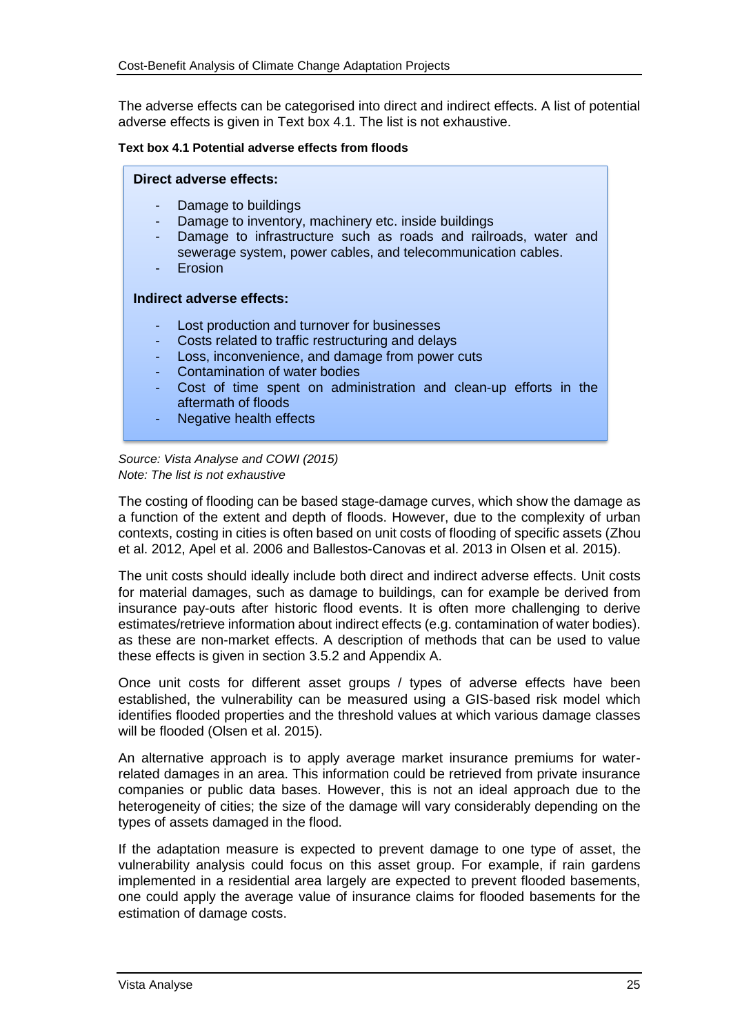The adverse effects can be categorised into direct and indirect effects. A list of potential adverse effects is given in Text box 4.1. The list is not exhaustive.

**Text box 4.1 Potential adverse effects from floods**

**Direct adverse effects:**

- Damage to buildings
- Damage to inventory, machinery etc. inside buildings
- Damage to infrastructure such as roads and railroads, water and sewerage system, power cables, and telecommunication cables.
- Erosion

**Indirect adverse effects:**

- Lost production and turnover for businesses
- Costs related to traffic restructuring and delays
- Loss, inconvenience, and damage from power cuts
- Contamination of water bodies
- Cost of time spent on administration and clean-up efforts in the aftermath of floods
- Negative health effects

*Source: Vista Analyse and COWI (2015)*
*Note: The list is not exhaustive*

The costing of flooding can be based stage-damage curves, which show the damage as a function of the extent and depth of floods. However, due to the complexity of urban contexts, costing in cities is often based on unit costs of flooding of specific assets (Zhou et al. 2012, Apel et al. 2006 and Ballestos-Canovas et al. 2013 in Olsen et al. 2015).

The unit costs should ideally include both direct and indirect adverse effects. Unit costs for material damages, such as damage to buildings, can for example be derived from insurance pay-outs after historic flood events. It is often more challenging to derive estimates/retrieve information about indirect effects (e.g. contamination of water bodies). as these are non-market effects. A description of methods that can be used to value these effects is given in section 3.5.2 and Appendix A.

Once unit costs for different asset groups / types of adverse effects have been established, the vulnerability can be measured using a GIS-based risk model which identifies flooded properties and the threshold values at which various damage classes will be flooded (Olsen et al. 2015).

An alternative approach is to apply average market insurance premiums for water-related damages in an area. This information could be retrieved from private insurance companies or public data bases. However, this is not an ideal approach due to the heterogeneity of cities; the size of the damage will vary considerably depending on the types of assets damaged in the flood.

If the adaptation measure is expected to prevent damage to one type of asset, the vulnerability analysis could focus on this asset group. For example, if rain gardens implemented in a residential area largely are expected to prevent flooded basements, one could apply the average value of insurance claims for flooded basements for the estimation of damage costs.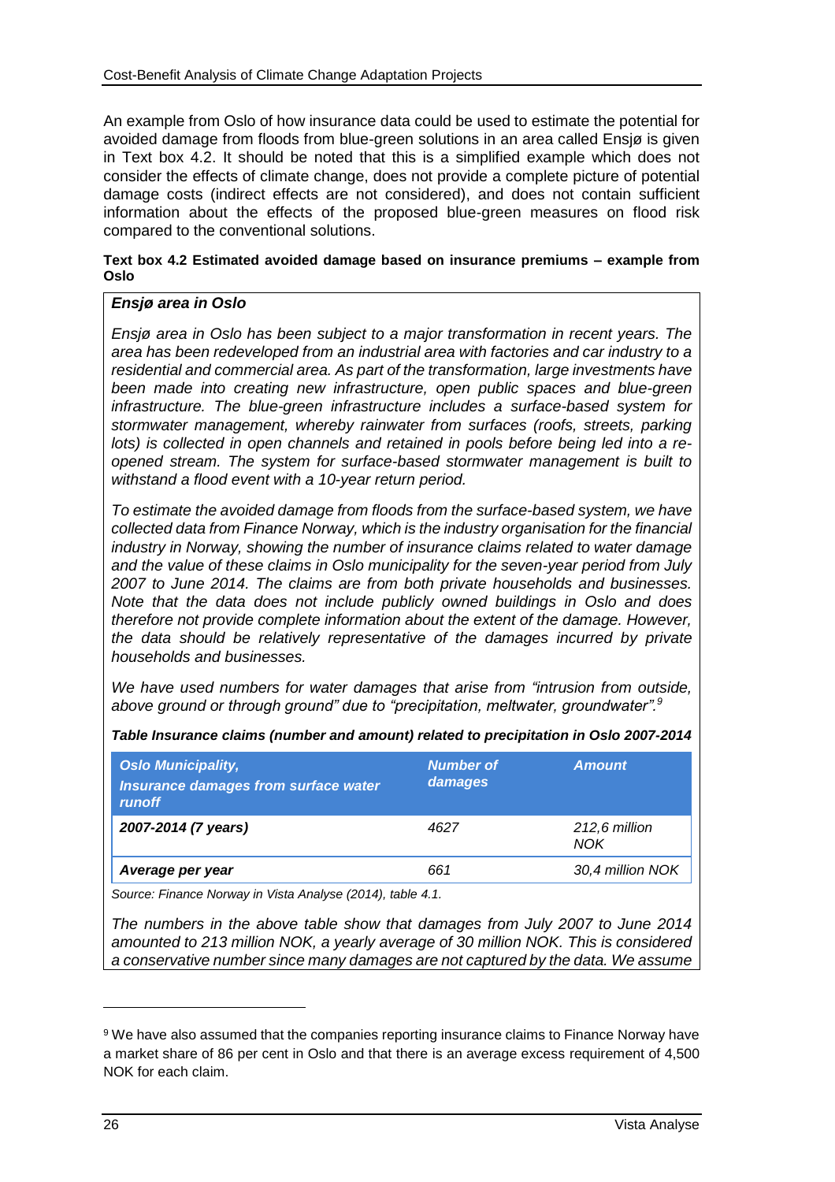An example from Oslo of how insurance data could be used to estimate the potential for avoided damage from floods from blue-green solutions in an area called Ensjø is given in Text box 4.2. It should be noted that this is a simplified example which does not consider the effects of climate change, does not provide a complete picture of potential damage costs (indirect effects are not considered), and does not contain sufficient information about the effects of the proposed blue-green measures on flood risk compared to the conventional solutions.

**Text box 4.2 Estimated avoided damage based on insurance premiums – example from Oslo**

***Ensjø area in Oslo***

*Ensjø area in Oslo has been subject to a major transformation in recent years. The area has been redeveloped from an industrial area with factories and car industry to a residential and commercial area. As part of the transformation, large investments have been made into creating new infrastructure, open public spaces and blue-green infrastructure. The blue-green infrastructure includes a surface-based system for stormwater management, whereby rainwater from surfaces (roofs, streets, parking lots) is collected in open channels and retained in pools before being led into a re-opened stream. The system for surface-based stormwater management is built to withstand a flood event with a 10-year return period.*

*To estimate the avoided damage from floods from the surface-based system, we have collected data from Finance Norway, which is the industry organisation for the financial industry in Norway, showing the number of insurance claims related to water damage and the value of these claims in Oslo municipality for the seven-year period from July 2007 to June 2014. The claims are from both private households and businesses. Note that the data does not include publicly owned buildings in Oslo and does therefore not provide complete information about the extent of the damage. However, the data should be relatively representative of the damages incurred by private households and businesses.*

*We have used numbers for water damages that arise from "intrusion from outside, above ground or through ground" due to "precipitation, meltwater, groundwater".*[9]

***Table Insurance claims (number and amount) related to precipitation in Oslo 2007-2014***

| ***Oslo Municipality, Insurance damages from surface water runoff*** | ***Number of damages*** | ***Amount*** |
|---|---|---|
| ***2007-2014 (7 years)*** | *4627* | *212,6 million NOK* |
| ***Average per year*** | *661* | *30,4 million NOK* |

*Source: Finance Norway in Vista Analyse (2014), table 4.1.*

*The numbers in the above table show that damages from July 2007 to June 2014 amounted to 213 million NOK, a yearly average of 30 million NOK. This is considered a conservative number since many damages are not captured by the data. We assume*

[9] We have also assumed that the companies reporting insurance claims to Finance Norway have a market share of 86 per cent in Oslo and that there is an average excess requirement of 4,500 NOK for each claim.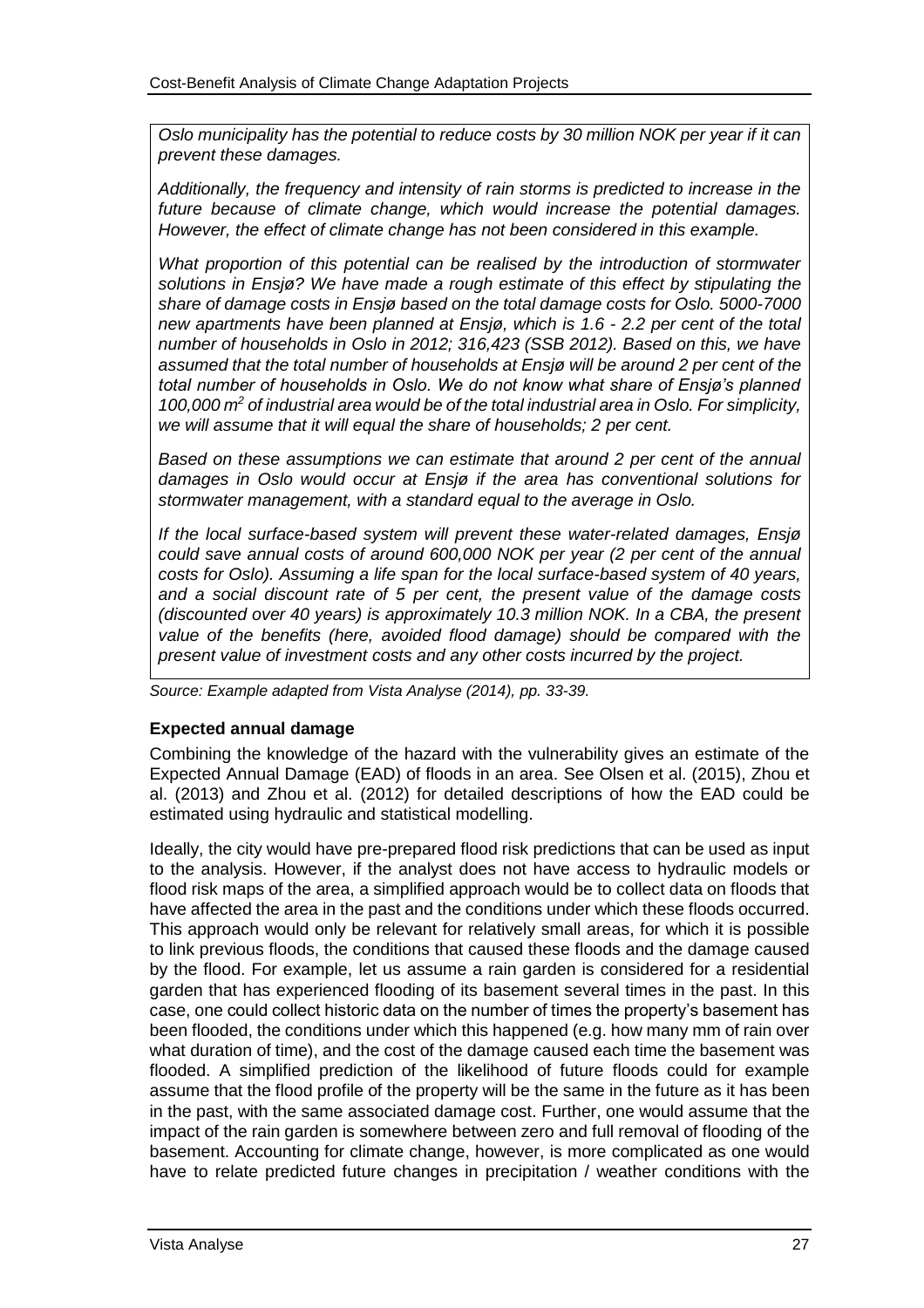*Oslo municipality has the potential to reduce costs by 30 million NOK per year if it can prevent these damages.*

*Additionally, the frequency and intensity of rain storms is predicted to increase in the future because of climate change, which would increase the potential damages. However, the effect of climate change has not been considered in this example.*

*What proportion of this potential can be realised by the introduction of stormwater solutions in Ensjø? We have made a rough estimate of this effect by stipulating the share of damage costs in Ensjø based on the total damage costs for Oslo. 5000-7000 new apartments have been planned at Ensjø, which is 1.6 - 2.2 per cent of the total number of households in Oslo in 2012; 316,423 (SSB 2012). Based on this, we have assumed that the total number of households at Ensjø will be around 2 per cent of the total number of households in Oslo. We do not know what share of Ensjø's planned 100,000 m$^2$ of industrial area would be of the total industrial area in Oslo. For simplicity, we will assume that it will equal the share of households; 2 per cent.*

*Based on these assumptions we can estimate that around 2 per cent of the annual damages in Oslo would occur at Ensjø if the area has conventional solutions for stormwater management, with a standard equal to the average in Oslo.*

*If the local surface-based system will prevent these water-related damages, Ensjø could save annual costs of around 600,000 NOK per year (2 per cent of the annual costs for Oslo). Assuming a life span for the local surface-based system of 40 years, and a social discount rate of 5 per cent, the present value of the damage costs (discounted over 40 years) is approximately 10.3 million NOK. In a CBA, the present value of the benefits (here, avoided flood damage) should be compared with the present value of investment costs and any other costs incurred by the project.*

*Source: Example adapted from Vista Analyse (2014), pp. 33-39.*

**Expected annual damage**

Combining the knowledge of the hazard with the vulnerability gives an estimate of the Expected Annual Damage (EAD) of floods in an area. See Olsen et al. (2015), Zhou et al. (2013) and Zhou et al. (2012) for detailed descriptions of how the EAD could be estimated using hydraulic and statistical modelling.

Ideally, the city would have pre-prepared flood risk predictions that can be used as input to the analysis. However, if the analyst does not have access to hydraulic models or flood risk maps of the area, a simplified approach would be to collect data on floods that have affected the area in the past and the conditions under which these floods occurred. This approach would only be relevant for relatively small areas, for which it is possible to link previous floods, the conditions that caused these floods and the damage caused by the flood. For example, let us assume a rain garden is considered for a residential garden that has experienced flooding of its basement several times in the past. In this case, one could collect historic data on the number of times the property's basement has been flooded, the conditions under which this happened (e.g. how many mm of rain over what duration of time), and the cost of the damage caused each time the basement was flooded. A simplified prediction of the likelihood of future floods could for example assume that the flood profile of the property will be the same in the future as it has been in the past, with the same associated damage cost. Further, one would assume that the impact of the rain garden is somewhere between zero and full removal of flooding of the basement. Accounting for climate change, however, is more complicated as one would have to relate predicted future changes in precipitation / weather conditions with the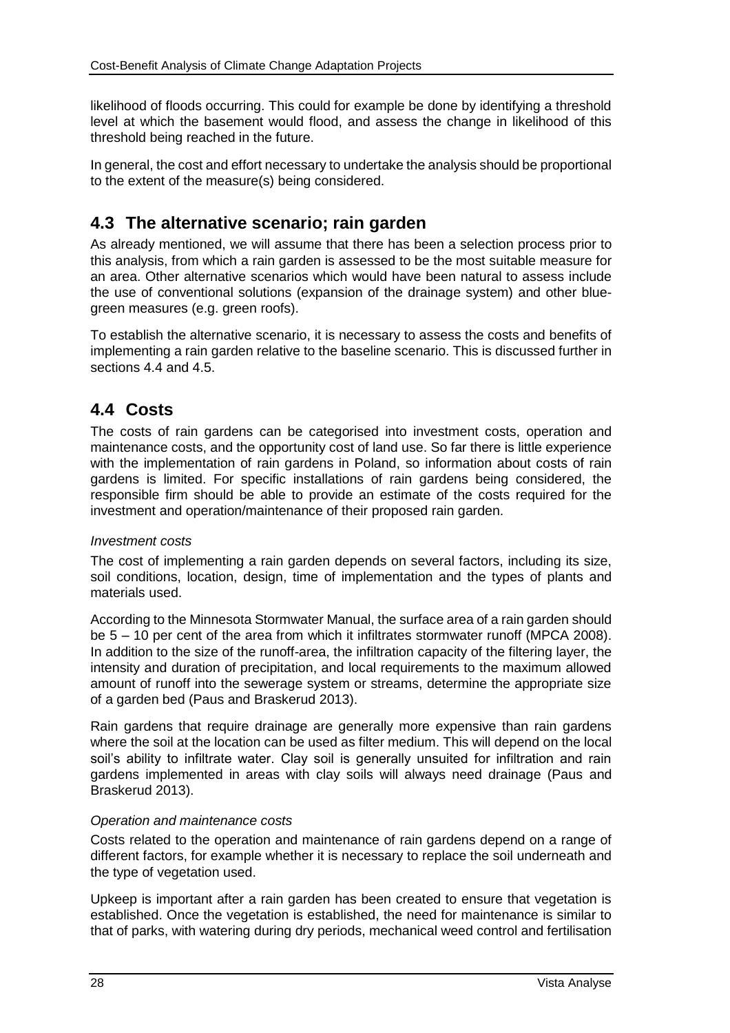likelihood of floods occurring. This could for example be done by identifying a threshold level at which the basement would flood, and assess the change in likelihood of this threshold being reached in the future.

In general, the cost and effort necessary to undertake the analysis should be proportional to the extent of the measure(s) being considered.

## 4.3 The alternative scenario; rain garden

As already mentioned, we will assume that there has been a selection process prior to this analysis, from which a rain garden is assessed to be the most suitable measure for an area. Other alternative scenarios which would have been natural to assess include the use of conventional solutions (expansion of the drainage system) and other blue-green measures (e.g. green roofs).

To establish the alternative scenario, it is necessary to assess the costs and benefits of implementing a rain garden relative to the baseline scenario. This is discussed further in sections 4.4 and 4.5.

## 4.4 Costs

The costs of rain gardens can be categorised into investment costs, operation and maintenance costs, and the opportunity cost of land use. So far there is little experience with the implementation of rain gardens in Poland, so information about costs of rain gardens is limited. For specific installations of rain gardens being considered, the responsible firm should be able to provide an estimate of the costs required for the investment and operation/maintenance of their proposed rain garden.

*Investment costs*

The cost of implementing a rain garden depends on several factors, including its size, soil conditions, location, design, time of implementation and the types of plants and materials used.

According to the Minnesota Stormwater Manual, the surface area of a rain garden should be 5 – 10 per cent of the area from which it infiltrates stormwater runoff (MPCA 2008). In addition to the size of the runoff-area, the infiltration capacity of the filtering layer, the intensity and duration of precipitation, and local requirements to the maximum allowed amount of runoff into the sewerage system or streams, determine the appropriate size of a garden bed (Paus and Braskerud 2013).

Rain gardens that require drainage are generally more expensive than rain gardens where the soil at the location can be used as filter medium. This will depend on the local soil's ability to infiltrate water. Clay soil is generally unsuited for infiltration and rain gardens implemented in areas with clay soils will always need drainage (Paus and Braskerud 2013).

*Operation and maintenance costs*

Costs related to the operation and maintenance of rain gardens depend on a range of different factors, for example whether it is necessary to replace the soil underneath and the type of vegetation used.

Upkeep is important after a rain garden has been created to ensure that vegetation is established. Once the vegetation is established, the need for maintenance is similar to that of parks, with watering during dry periods, mechanical weed control and fertilisation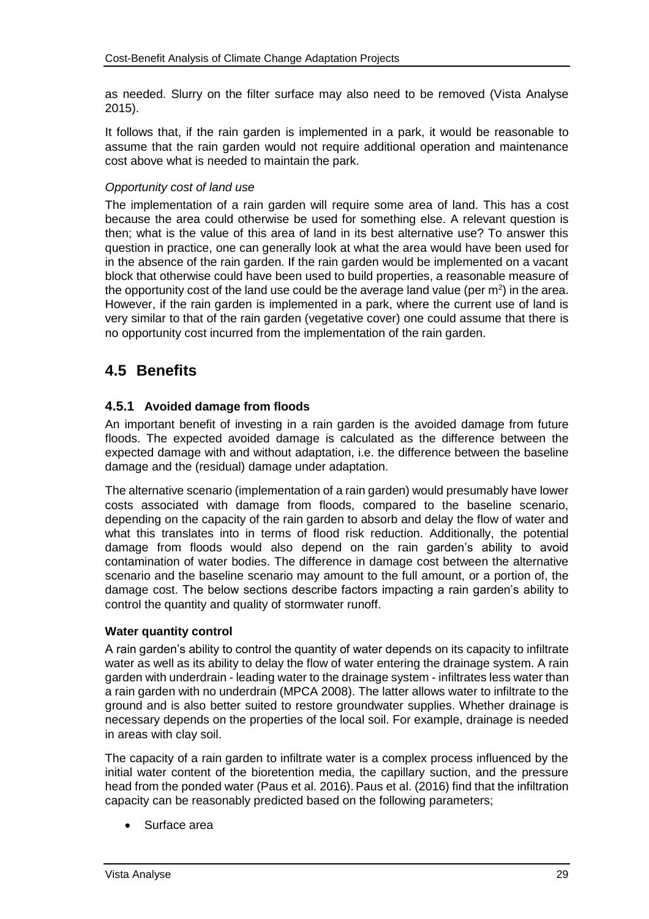as needed. Slurry on the filter surface may also need to be removed (Vista Analyse 2015).

It follows that, if the rain garden is implemented in a park, it would be reasonable to assume that the rain garden would not require additional operation and maintenance cost above what is needed to maintain the park.

*Opportunity cost of land use*

The implementation of a rain garden will require some area of land. This has a cost because the area could otherwise be used for something else. A relevant question is then; what is the value of this area of land in its best alternative use? To answer this question in practice, one can generally look at what the area would have been used for in the absence of the rain garden. If the rain garden would be implemented on a vacant block that otherwise could have been used to build properties, a reasonable measure of the opportunity cost of the land use could be the average land value (per $m^2$) in the area. However, if the rain garden is implemented in a park, where the current use of land is very similar to that of the rain garden (vegetative cover) one could assume that there is no opportunity cost incurred from the implementation of the rain garden.

## 4.5 Benefits

### 4.5.1 Avoided damage from floods

An important benefit of investing in a rain garden is the avoided damage from future floods. The expected avoided damage is calculated as the difference between the expected damage with and without adaptation, i.e. the difference between the baseline damage and the (residual) damage under adaptation.

The alternative scenario (implementation of a rain garden) would presumably have lower costs associated with damage from floods, compared to the baseline scenario, depending on the capacity of the rain garden to absorb and delay the flow of water and what this translates into in terms of flood risk reduction. Additionally, the potential damage from floods would also depend on the rain garden's ability to avoid contamination of water bodies. The difference in damage cost between the alternative scenario and the baseline scenario may amount to the full amount, or a portion of, the damage cost. The below sections describe factors impacting a rain garden's ability to control the quantity and quality of stormwater runoff.

**Water quantity control**

A rain garden's ability to control the quantity of water depends on its capacity to infiltrate water as well as its ability to delay the flow of water entering the drainage system. A rain garden with underdrain - leading water to the drainage system - infiltrates less water than a rain garden with no underdrain (MPCA 2008). The latter allows water to infiltrate to the ground and is also better suited to restore groundwater supplies. Whether drainage is necessary depends on the properties of the local soil. For example, drainage is needed in areas with clay soil.

The capacity of a rain garden to infiltrate water is a complex process influenced by the initial water content of the bioretention media, the capillary suction, and the pressure head from the ponded water (Paus et al. 2016). Paus et al. (2016) find that the infiltration capacity can be reasonably predicted based on the following parameters;

- Surface area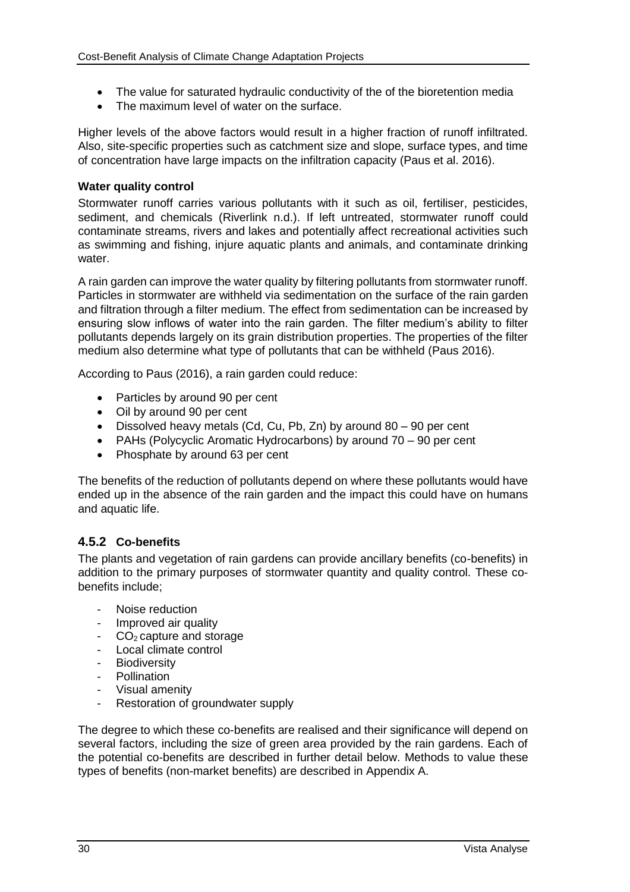- The value for saturated hydraulic conductivity of the of the bioretention media
- The maximum level of water on the surface.

Higher levels of the above factors would result in a higher fraction of runoff infiltrated. Also, site-specific properties such as catchment size and slope, surface types, and time of concentration have large impacts on the infiltration capacity (Paus et al. 2016).

**Water quality control**

Stormwater runoff carries various pollutants with it such as oil, fertiliser, pesticides, sediment, and chemicals (Riverlink n.d.). If left untreated, stormwater runoff could contaminate streams, rivers and lakes and potentially affect recreational activities such as swimming and fishing, injure aquatic plants and animals, and contaminate drinking water.

A rain garden can improve the water quality by filtering pollutants from stormwater runoff. Particles in stormwater are withheld via sedimentation on the surface of the rain garden and filtration through a filter medium. The effect from sedimentation can be increased by ensuring slow inflows of water into the rain garden. The filter medium's ability to filter pollutants depends largely on its grain distribution properties. The properties of the filter medium also determine what type of pollutants that can be withheld (Paus 2016).

According to Paus (2016), a rain garden could reduce:

- Particles by around 90 per cent
- Oil by around 90 per cent
- Dissolved heavy metals (Cd, Cu, Pb, Zn) by around 80 – 90 per cent
- PAHs (Polycyclic Aromatic Hydrocarbons) by around 70 – 90 per cent
- Phosphate by around 63 per cent

The benefits of the reduction of pollutants depend on where these pollutants would have ended up in the absence of the rain garden and the impact this could have on humans and aquatic life.

### 4.5.2 Co-benefits

The plants and vegetation of rain gardens can provide ancillary benefits (co-benefits) in addition to the primary purposes of stormwater quantity and quality control. These co-benefits include;

- Noise reduction
- Improved air quality
- $CO_2$ capture and storage
- Local climate control
- Biodiversity
- Pollination
- Visual amenity
- Restoration of groundwater supply

The degree to which these co-benefits are realised and their significance will depend on several factors, including the size of green area provided by the rain gardens. Each of the potential co-benefits are described in further detail below. Methods to value these types of benefits (non-market benefits) are described in Appendix A.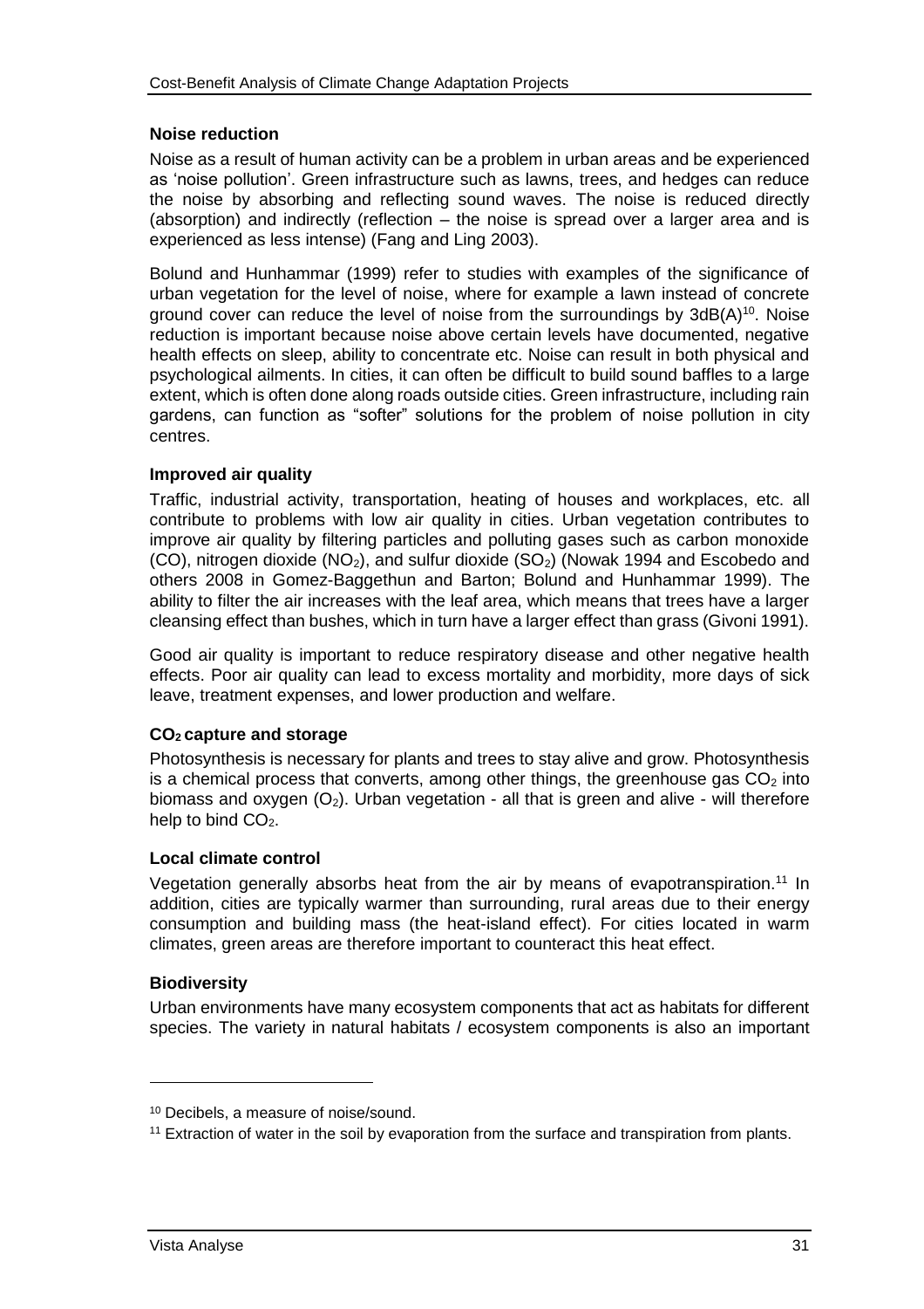### Noise reduction

Noise as a result of human activity can be a problem in urban areas and be experienced as 'noise pollution'. Green infrastructure such as lawns, trees, and hedges can reduce the noise by absorbing and reflecting sound waves. The noise is reduced directly (absorption) and indirectly (reflection – the noise is spread over a larger area and is experienced as less intense) (Fang and Ling 2003).

Bolund and Hunhammar (1999) refer to studies with examples of the significance of urban vegetation for the level of noise, where for example a lawn instead of concrete ground cover can reduce the level of noise from the surroundings by 3dB(A)[10]. Noise reduction is important because noise above certain levels have documented, negative health effects on sleep, ability to concentrate etc. Noise can result in both physical and psychological ailments. In cities, it can often be difficult to build sound baffles to a large extent, which is often done along roads outside cities. Green infrastructure, including rain gardens, can function as "softer" solutions for the problem of noise pollution in city centres.

### Improved air quality

Traffic, industrial activity, transportation, heating of houses and workplaces, etc. all contribute to problems with low air quality in cities. Urban vegetation contributes to improve air quality by filtering particles and polluting gases such as carbon monoxide (CO), nitrogen dioxide ($NO_2$), and sulfur dioxide ($SO_2$) (Nowak 1994 and Escobedo and others 2008 in Gomez-Baggethun and Barton; Bolund and Hunhammar 1999). The ability to filter the air increases with the leaf area, which means that trees have a larger cleansing effect than bushes, which in turn have a larger effect than grass (Givoni 1991).

Good air quality is important to reduce respiratory disease and other negative health effects. Poor air quality can lead to excess mortality and morbidity, more days of sick leave, treatment expenses, and lower production and welfare.

### $CO_2$ capture and storage

Photosynthesis is necessary for plants and trees to stay alive and grow. Photosynthesis is a chemical process that converts, among other things, the greenhouse gas $CO_2$ into biomass and oxygen ($O_2$). Urban vegetation - all that is green and alive - will therefore help to bind $CO_2$.

### Local climate control

Vegetation generally absorbs heat from the air by means of evapotranspiration.[11] In addition, cities are typically warmer than surrounding, rural areas due to their energy consumption and building mass (the heat-island effect). For cities located in warm climates, green areas are therefore important to counteract this heat effect.

### Biodiversity

Urban environments have many ecosystem components that act as habitats for different species. The variety in natural habitats / ecosystem components is also an important

[10] Decibels, a measure of noise/sound.

[11] Extraction of water in the soil by evaporation from the surface and transpiration from plants.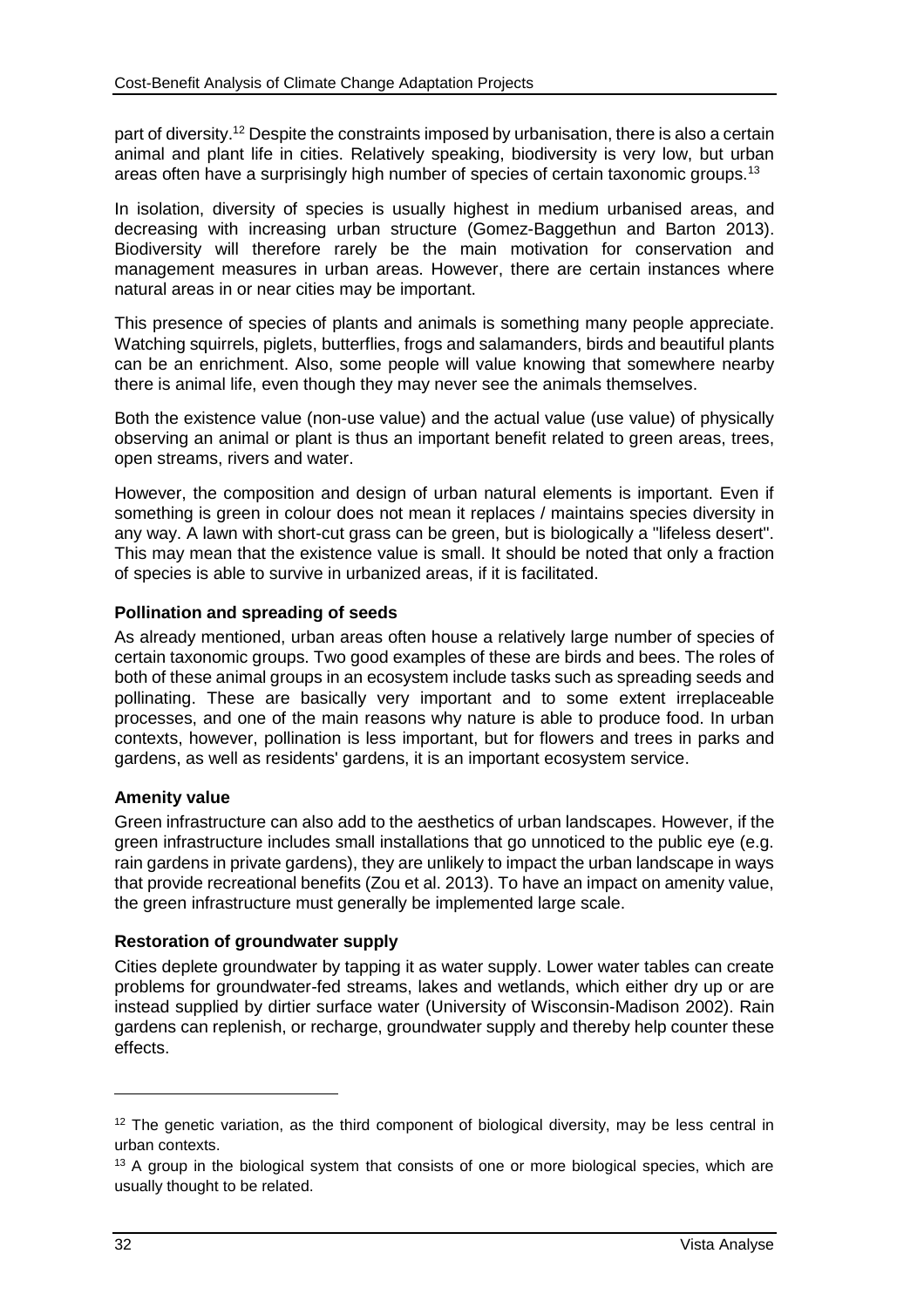part of diversity.[12] Despite the constraints imposed by urbanisation, there is also a certain animal and plant life in cities. Relatively speaking, biodiversity is very low, but urban areas often have a surprisingly high number of species of certain taxonomic groups.[13]

In isolation, diversity of species is usually highest in medium urbanised areas, and decreasing with increasing urban structure (Gomez-Baggethun and Barton 2013). Biodiversity will therefore rarely be the main motivation for conservation and management measures in urban areas. However, there are certain instances where natural areas in or near cities may be important.

This presence of species of plants and animals is something many people appreciate. Watching squirrels, piglets, butterflies, frogs and salamanders, birds and beautiful plants can be an enrichment. Also, some people will value knowing that somewhere nearby there is animal life, even though they may never see the animals themselves.

Both the existence value (non-use value) and the actual value (use value) of physically observing an animal or plant is thus an important benefit related to green areas, trees, open streams, rivers and water.

However, the composition and design of urban natural elements is important. Even if something is green in colour does not mean it replaces / maintains species diversity in any way. A lawn with short-cut grass can be green, but is biologically a "lifeless desert". This may mean that the existence value is small. It should be noted that only a fraction of species is able to survive in urbanized areas, if it is facilitated.

**Pollination and spreading of seeds**

As already mentioned, urban areas often house a relatively large number of species of certain taxonomic groups. Two good examples of these are birds and bees. The roles of both of these animal groups in an ecosystem include tasks such as spreading seeds and pollinating. These are basically very important and to some extent irreplaceable processes, and one of the main reasons why nature is able to produce food. In urban contexts, however, pollination is less important, but for flowers and trees in parks and gardens, as well as residents' gardens, it is an important ecosystem service.

**Amenity value**

Green infrastructure can also add to the aesthetics of urban landscapes. However, if the green infrastructure includes small installations that go unnoticed to the public eye (e.g. rain gardens in private gardens), they are unlikely to impact the urban landscape in ways that provide recreational benefits (Zou et al. 2013). To have an impact on amenity value, the green infrastructure must generally be implemented large scale.

**Restoration of groundwater supply**

Cities deplete groundwater by tapping it as water supply. Lower water tables can create problems for groundwater-fed streams, lakes and wetlands, which either dry up or are instead supplied by dirtier surface water (University of Wisconsin-Madison 2002). Rain gardens can replenish, or recharge, groundwater supply and thereby help counter these effects.

---

[12] The genetic variation, as the third component of biological diversity, may be less central in urban contexts.

[13] A group in the biological system that consists of one or more biological species, which are usually thought to be related.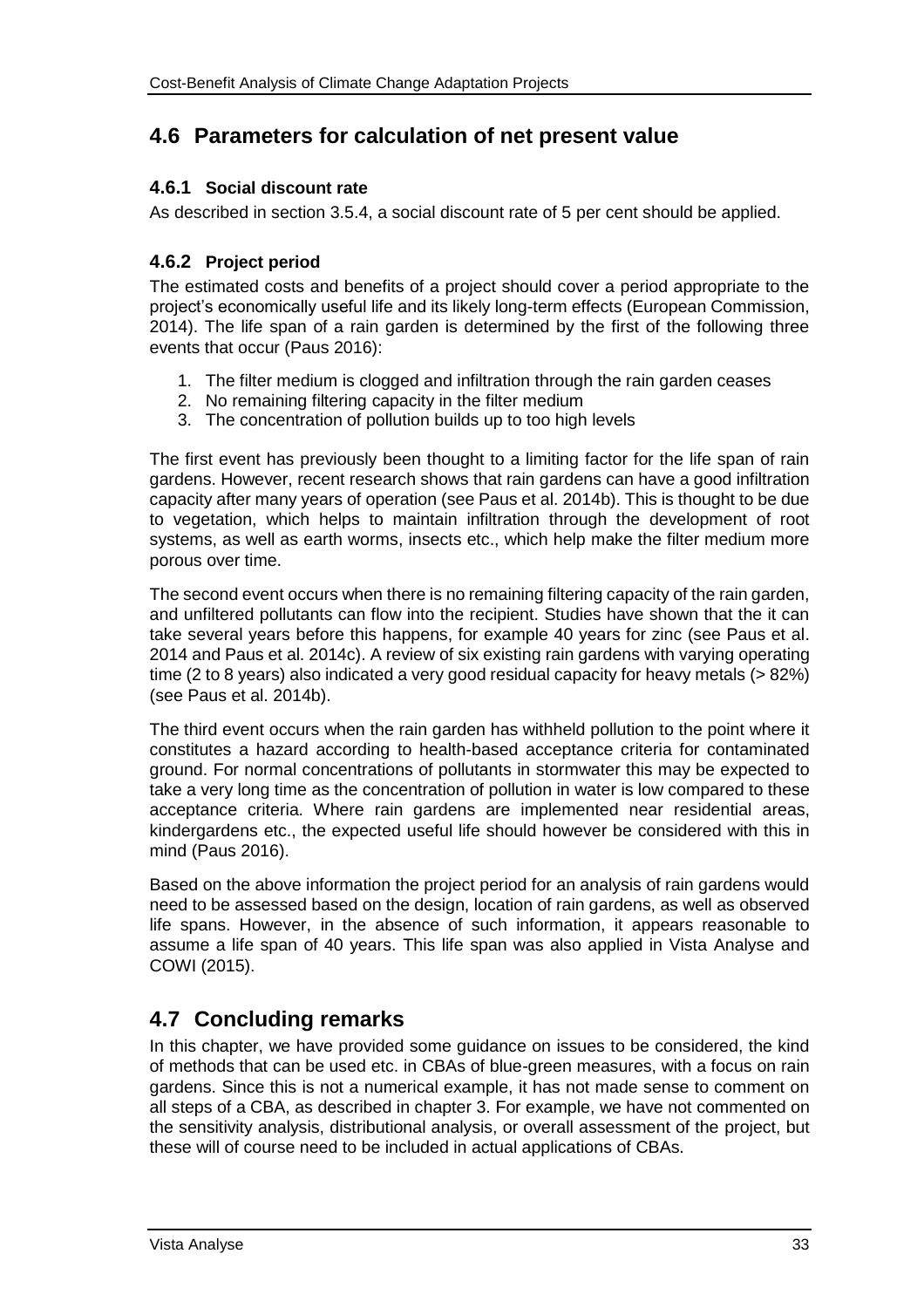## 4.6 Parameters for calculation of net present value

### 4.6.1 Social discount rate

As described in section 3.5.4, a social discount rate of 5 per cent should be applied.

### 4.6.2 Project period

The estimated costs and benefits of a project should cover a period appropriate to the project's economically useful life and its likely long-term effects (European Commission, 2014). The life span of a rain garden is determined by the first of the following three events that occur (Paus 2016):

1. The filter medium is clogged and infiltration through the rain garden ceases
2. No remaining filtering capacity in the filter medium
3. The concentration of pollution builds up to too high levels

The first event has previously been thought to a limiting factor for the life span of rain gardens. However, recent research shows that rain gardens can have a good infiltration capacity after many years of operation (see Paus et al. 2014b). This is thought to be due to vegetation, which helps to maintain infiltration through the development of root systems, as well as earth worms, insects etc., which help make the filter medium more porous over time.

The second event occurs when there is no remaining filtering capacity of the rain garden, and unfiltered pollutants can flow into the recipient. Studies have shown that the it can take several years before this happens, for example 40 years for zinc (see Paus et al. 2014 and Paus et al. 2014c). A review of six existing rain gardens with varying operating time (2 to 8 years) also indicated a very good residual capacity for heavy metals (> 82%) (see Paus et al. 2014b).

The third event occurs when the rain garden has withheld pollution to the point where it constitutes a hazard according to health-based acceptance criteria for contaminated ground. For normal concentrations of pollutants in stormwater this may be expected to take a very long time as the concentration of pollution in water is low compared to these acceptance criteria. Where rain gardens are implemented near residential areas, kindergardens etc., the expected useful life should however be considered with this in mind (Paus 2016).

Based on the above information the project period for an analysis of rain gardens would need to be assessed based on the design, location of rain gardens, as well as observed life spans. However, in the absence of such information, it appears reasonable to assume a life span of 40 years. This life span was also applied in Vista Analyse and COWI (2015).

## 4.7 Concluding remarks

In this chapter, we have provided some guidance on issues to be considered, the kind of methods that can be used etc. in CBAs of blue-green measures, with a focus on rain gardens. Since this is not a numerical example, it has not made sense to comment on all steps of a CBA, as described in chapter 3. For example, we have not commented on the sensitivity analysis, distributional analysis, or overall assessment of the project, but these will of course need to be included in actual applications of CBAs.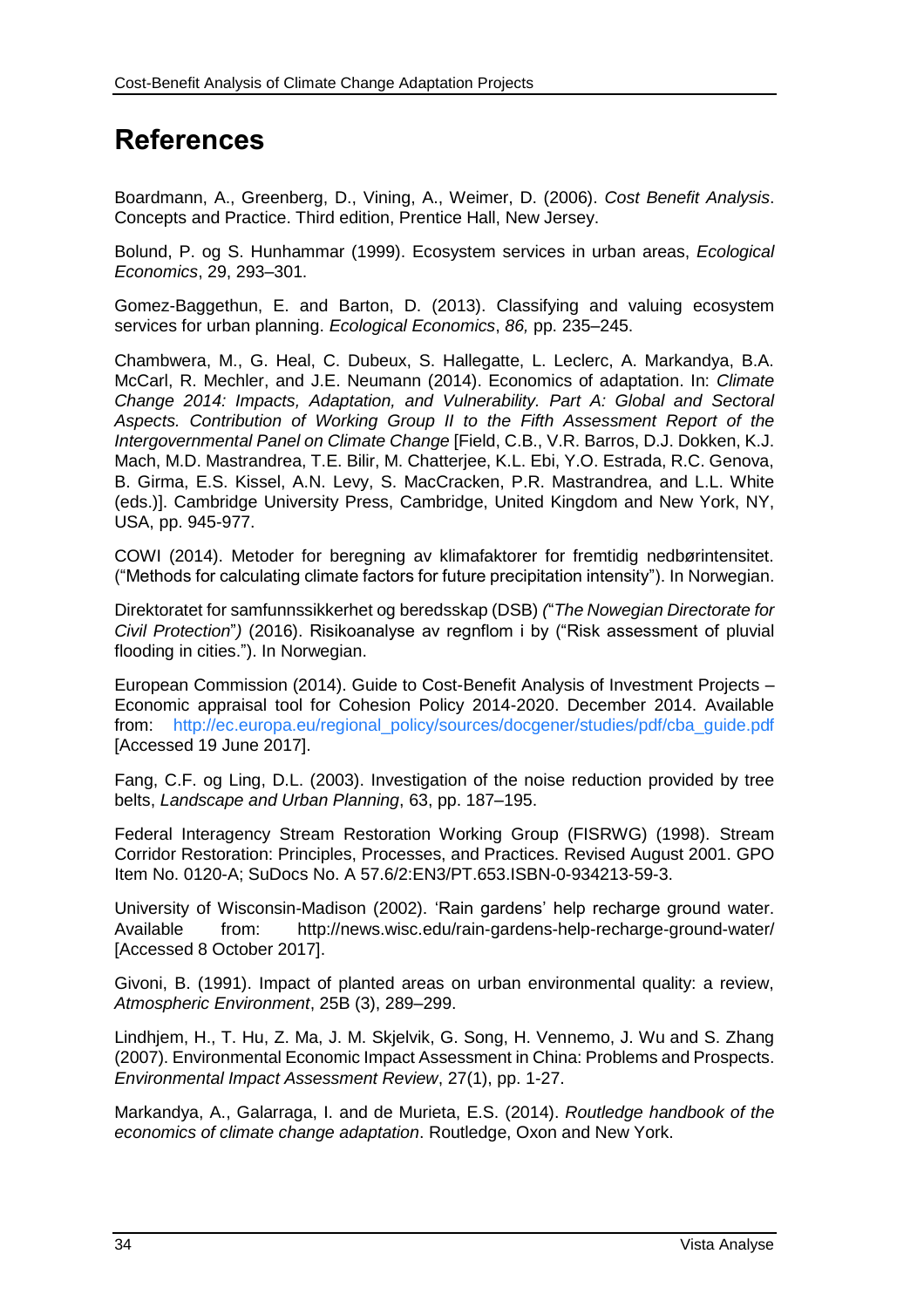# References

Boardmann, A., Greenberg, D., Vining, A., Weimer, D. (2006). *Cost Benefit Analysis*. Concepts and Practice. Third edition, Prentice Hall, New Jersey.

Bolund, P. og S. Hunhammar (1999). Ecosystem services in urban areas, *Ecological Economics*, 29, 293–301.

Gomez-Baggethun, E. and Barton, D. (2013). Classifying and valuing ecosystem services for urban planning. *Ecological Economics*, *86,* pp. 235–245.

Chambwera, M., G. Heal, C. Dubeux, S. Hallegatte, L. Leclerc, A. Markandya, B.A. McCarl, R. Mechler, and J.E. Neumann (2014). Economics of adaptation. In: *Climate Change 2014: Impacts, Adaptation, and Vulnerability. Part A: Global and Sectoral Aspects. Contribution of Working Group II to the Fifth Assessment Report of the Intergovernmental Panel on Climate Change* [Field, C.B., V.R. Barros, D.J. Dokken, K.J. Mach, M.D. Mastrandrea, T.E. Bilir, M. Chatterjee, K.L. Ebi, Y.O. Estrada, R.C. Genova, B. Girma, E.S. Kissel, A.N. Levy, S. MacCracken, P.R. Mastrandrea, and L.L. White (eds.)]. Cambridge University Press, Cambridge, United Kingdom and New York, NY, USA, pp. 945-977.

COWI (2014). Metoder for beregning av klimafaktorer for fremtidig nedbørintensitet. ("Methods for calculating climate factors for future precipitation intensity"). In Norwegian.

Direktoratet for samfunnssikkerhet og beredsskap (DSB) *("The Nowegian Directorate for Civil Protection")* (2016). Risikoanalyse av regnflom i by ("Risk assessment of pluvial flooding in cities."). In Norwegian.

European Commission (2014). Guide to Cost-Benefit Analysis of Investment Projects – Economic appraisal tool for Cohesion Policy 2014-2020. December 2014. Available from: http://ec.europa.eu/regional_policy/sources/docgener/studies/pdf/cba_guide.pdf [Accessed 19 June 2017].

Fang, C.F. og Ling, D.L. (2003). Investigation of the noise reduction provided by tree belts, *Landscape and Urban Planning*, 63, pp. 187–195.

Federal Interagency Stream Restoration Working Group (FISRWG) (1998). Stream Corridor Restoration: Principles, Processes, and Practices. Revised August 2001. GPO Item No. 0120-A; SuDocs No. A 57.6/2:EN3/PT.653.ISBN-0-934213-59-3.

University of Wisconsin-Madison (2002). 'Rain gardens' help recharge ground water. Available from: http://news.wisc.edu/rain-gardens-help-recharge-ground-water/ [Accessed 8 October 2017].

Givoni, B. (1991). Impact of planted areas on urban environmental quality: a review, *Atmospheric Environment*, 25B (3), 289–299.

Lindhjem, H., T. Hu, Z. Ma, J. M. Skjelvik, G. Song, H. Vennemo, J. Wu and S. Zhang (2007). Environmental Economic Impact Assessment in China: Problems and Prospects. *Environmental Impact Assessment Review*, 27(1), pp. 1-27.

Markandya, A., Galarraga, I. and de Murieta, E.S. (2014). *Routledge handbook of the economics of climate change adaptation*. Routledge, Oxon and New York.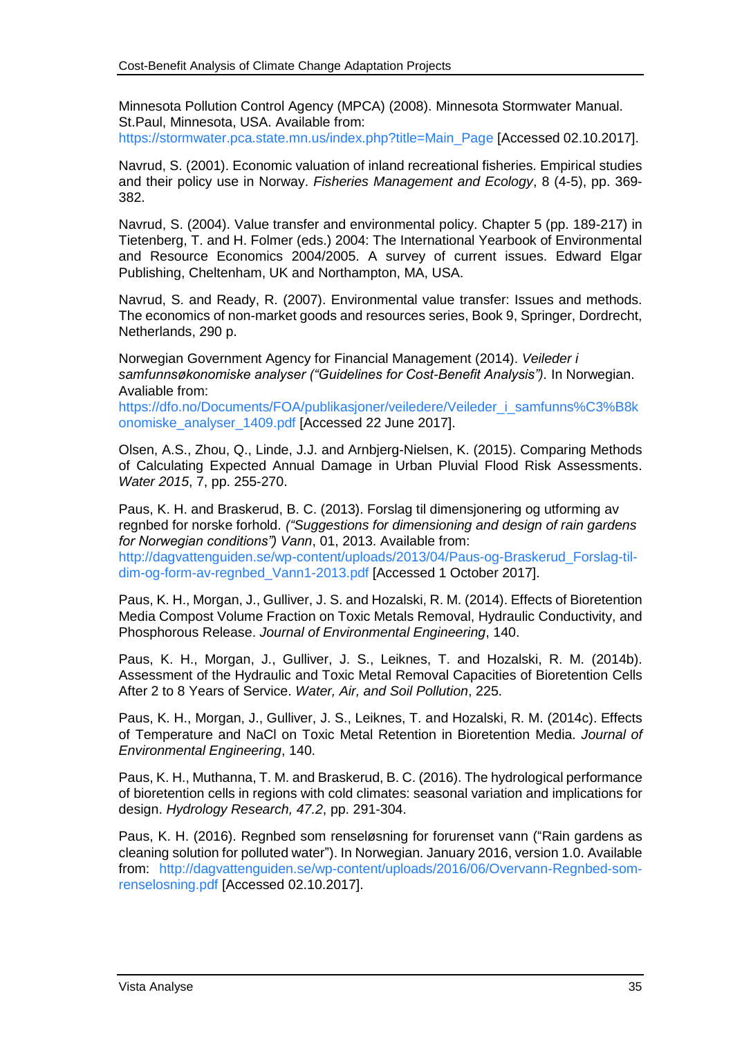Minnesota Pollution Control Agency (MPCA) (2008). Minnesota Stormwater Manual. St.Paul, Minnesota, USA. Available from: https://stormwater.pca.state.mn.us/index.php?title=Main_Page [Accessed 02.10.2017].

Navrud, S. (2001). Economic valuation of inland recreational fisheries. Empirical studies and their policy use in Norway. *Fisheries Management and Ecology*, 8 (4-5), pp. 369-382.

Navrud, S. (2004). Value transfer and environmental policy. Chapter 5 (pp. 189-217) in Tietenberg, T. and H. Folmer (eds.) 2004: The International Yearbook of Environmental and Resource Economics 2004/2005. A survey of current issues. Edward Elgar Publishing, Cheltenham, UK and Northampton, MA, USA.

Navrud, S. and Ready, R. (2007). Environmental value transfer: Issues and methods. The economics of non-market goods and resources series, Book 9, Springer, Dordrecht, Netherlands, 290 p.

Norwegian Government Agency for Financial Management (2014). *Veileder i samfunnsøkonomiske analyser ("Guidelines for Cost-Benefit Analysis")*. In Norwegian. Avaliable from: https://dfo.no/Documents/FOA/publikasjoner/veiledere/Veileder_i_samfunns%C3%B8konomiske_analyser_1409.pdf [Accessed 22 June 2017].

Olsen, A.S., Zhou, Q., Linde, J.J. and Arnbjerg-Nielsen, K. (2015). Comparing Methods of Calculating Expected Annual Damage in Urban Pluvial Flood Risk Assessments. *Water 2015*, 7, pp. 255-270.

Paus, K. H. and Braskerud, B. C. (2013). Forslag til dimensjonering og utforming av regnbed for norske forhold. *("Suggestions for dimensioning and design of rain gardens for Norwegian conditions") Vann*, 01, 2013. Available from: http://dagvattenguiden.se/wp-content/uploads/2013/04/Paus-og-Braskerud_Forslag-til-dim-og-form-av-regnbed_Vann1-2013.pdf [Accessed 1 October 2017].

Paus, K. H., Morgan, J., Gulliver, J. S. and Hozalski, R. M. (2014). Effects of Bioretention Media Compost Volume Fraction on Toxic Metals Removal, Hydraulic Conductivity, and Phosphorous Release. *Journal of Environmental Engineering*, 140.

Paus, K. H., Morgan, J., Gulliver, J. S., Leiknes, T. and Hozalski, R. M. (2014b). Assessment of the Hydraulic and Toxic Metal Removal Capacities of Bioretention Cells After 2 to 8 Years of Service. *Water, Air, and Soil Pollution*, 225.

Paus, K. H., Morgan, J., Gulliver, J. S., Leiknes, T. and Hozalski, R. M. (2014c). Effects of Temperature and NaCl on Toxic Metal Retention in Bioretention Media. *Journal of Environmental Engineering*, 140.

Paus, K. H., Muthanna, T. M. and Braskerud, B. C. (2016). The hydrological performance of bioretention cells in regions with cold climates: seasonal variation and implications for design. *Hydrology Research, 47.2*, pp. 291-304.

Paus, K. H. (2016). Regnbed som renseløsning for forurenset vann ("Rain gardens as cleaning solution for polluted water"). In Norwegian. January 2016, version 1.0. Available from: http://dagvattenguiden.se/wp-content/uploads/2016/06/Overvann-Regnbed-som-renselosning.pdf [Accessed 02.10.2017].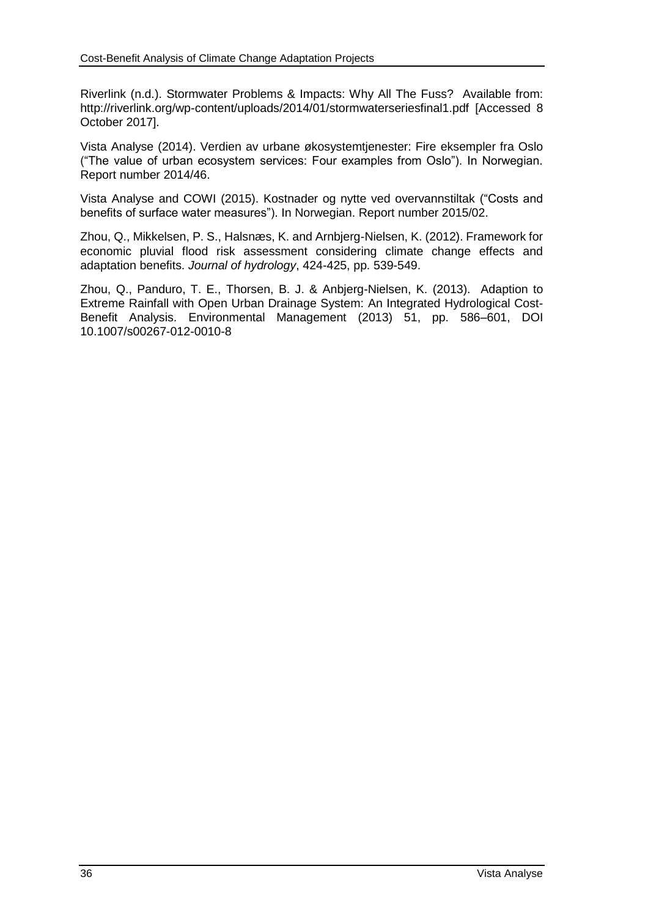Riverlink (n.d.). Stormwater Problems & Impacts: Why All The Fuss? Available from: http://riverlink.org/wp-content/uploads/2014/01/stormwaterseriesfinal1.pdf [Accessed 8 October 2017].

Vista Analyse (2014). Verdien av urbane økosystemtjenester: Fire eksempler fra Oslo ("The value of urban ecosystem services: Four examples from Oslo"). In Norwegian. Report number 2014/46.

Vista Analyse and COWI (2015). Kostnader og nytte ved overvannstiltak ("Costs and benefits of surface water measures"). In Norwegian. Report number 2015/02.

Zhou, Q., Mikkelsen, P. S., Halsnæs, K. and Arnbjerg-Nielsen, K. (2012). Framework for economic pluvial flood risk assessment considering climate change effects and adaptation benefits. *Journal of hydrology*, 424-425, pp. 539-549.

Zhou, Q., Panduro, T. E., Thorsen, B. J. & Anbjerg-Nielsen, K. (2013). Adaption to Extreme Rainfall with Open Urban Drainage System: An Integrated Hydrological Cost-Benefit Analysis. Environmental Management (2013) 51, pp. 586–601, DOI 10.1007/s00267-012-0010-8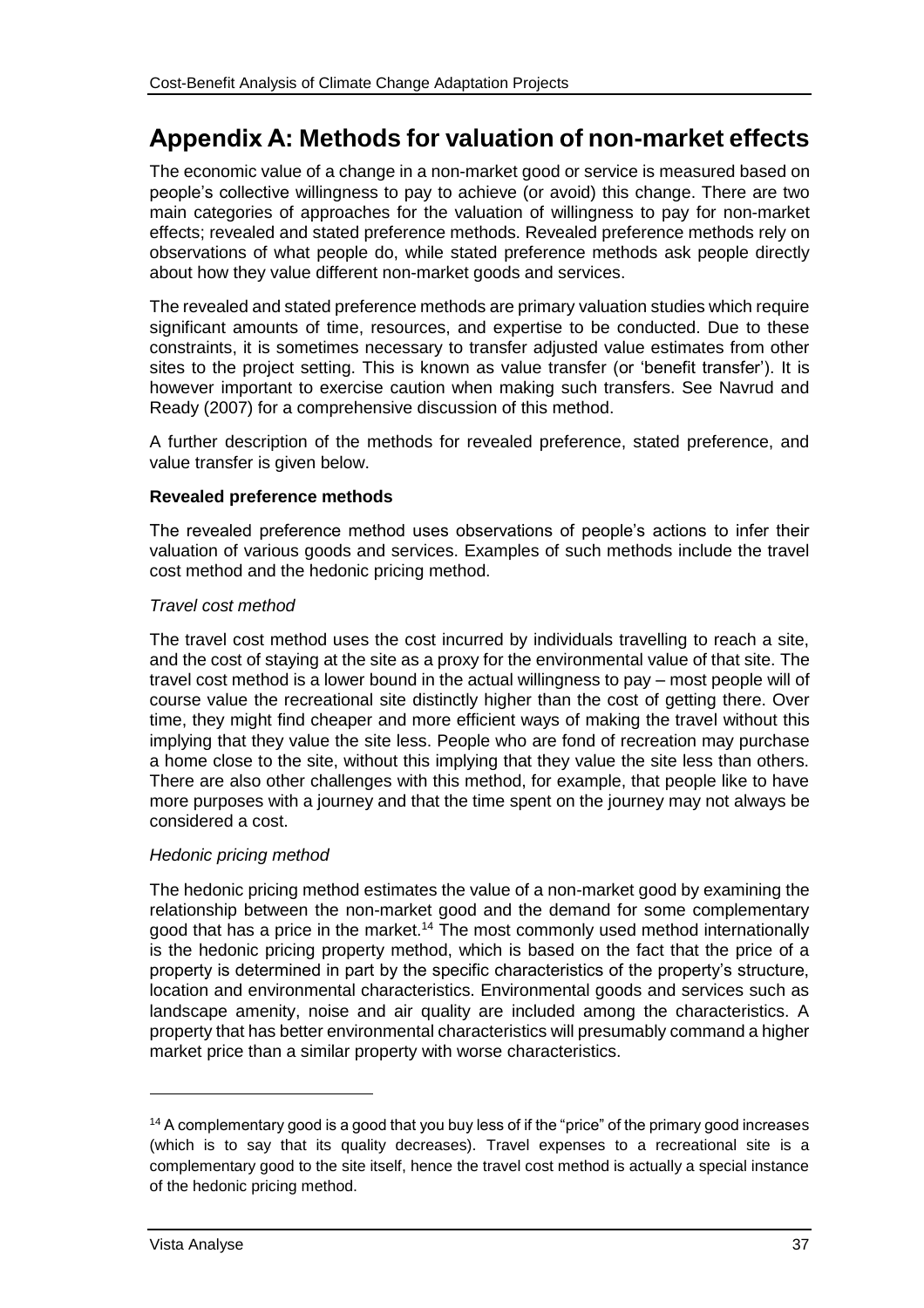# Appendix A: Methods for valuation of non-market effects

The economic value of a change in a non-market good or service is measured based on people's collective willingness to pay to achieve (or avoid) this change. There are two main categories of approaches for the valuation of willingness to pay for non-market effects; revealed and stated preference methods. Revealed preference methods rely on observations of what people do, while stated preference methods ask people directly about how they value different non-market goods and services.

The revealed and stated preference methods are primary valuation studies which require significant amounts of time, resources, and expertise to be conducted. Due to these constraints, it is sometimes necessary to transfer adjusted value estimates from other sites to the project setting. This is known as value transfer (or 'benefit transfer'). It is however important to exercise caution when making such transfers. See Navrud and Ready (2007) for a comprehensive discussion of this method.

A further description of the methods for revealed preference, stated preference, and value transfer is given below.

**Revealed preference methods**

The revealed preference method uses observations of people's actions to infer their valuation of various goods and services. Examples of such methods include the travel cost method and the hedonic pricing method.

*Travel cost method*

The travel cost method uses the cost incurred by individuals travelling to reach a site, and the cost of staying at the site as a proxy for the environmental value of that site. The travel cost method is a lower bound in the actual willingness to pay – most people will of course value the recreational site distinctly higher than the cost of getting there. Over time, they might find cheaper and more efficient ways of making the travel without this implying that they value the site less. People who are fond of recreation may purchase a home close to the site, without this implying that they value the site less than others. There are also other challenges with this method, for example, that people like to have more purposes with a journey and that the time spent on the journey may not always be considered a cost.

*Hedonic pricing method*

The hedonic pricing method estimates the value of a non-market good by examining the relationship between the non-market good and the demand for some complementary good that has a price in the market.[14] The most commonly used method internationally is the hedonic pricing property method, which is based on the fact that the price of a property is determined in part by the specific characteristics of the property's structure, location and environmental characteristics. Environmental goods and services such as landscape amenity, noise and air quality are included among the characteristics. A property that has better environmental characteristics will presumably command a higher market price than a similar property with worse characteristics.

---

[14] A complementary good is a good that you buy less of if the "price" of the primary good increases (which is to say that its quality decreases). Travel expenses to a recreational site is a complementary good to the site itself, hence the travel cost method is actually a special instance of the hedonic pricing method.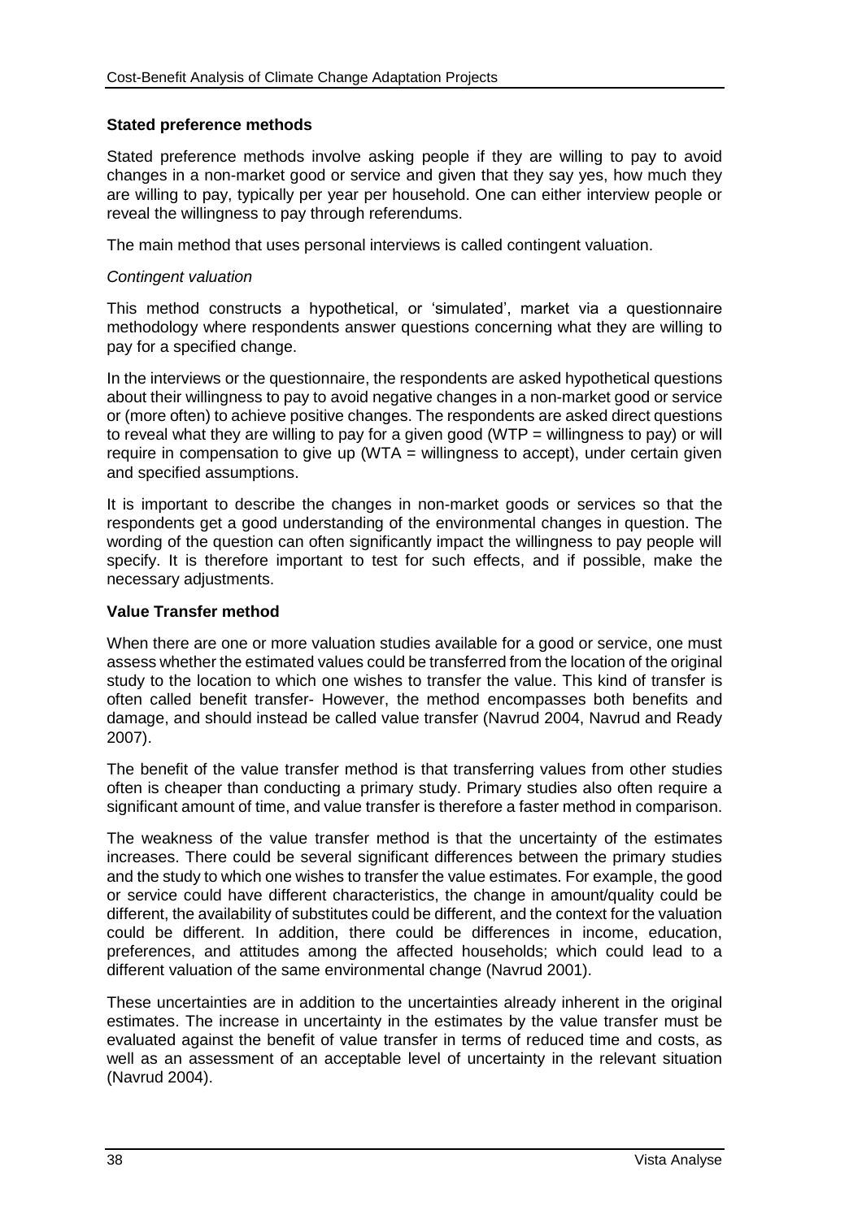**Stated preference methods**

Stated preference methods involve asking people if they are willing to pay to avoid changes in a non-market good or service and given that they say yes, how much they are willing to pay, typically per year per household. One can either interview people or reveal the willingness to pay through referendums.

The main method that uses personal interviews is called contingent valuation.

*Contingent valuation*

This method constructs a hypothetical, or 'simulated', market via a questionnaire methodology where respondents answer questions concerning what they are willing to pay for a specified change.

In the interviews or the questionnaire, the respondents are asked hypothetical questions about their willingness to pay to avoid negative changes in a non-market good or service or (more often) to achieve positive changes. The respondents are asked direct questions to reveal what they are willing to pay for a given good (WTP = willingness to pay) or will require in compensation to give up (WTA = willingness to accept), under certain given and specified assumptions.

It is important to describe the changes in non-market goods or services so that the respondents get a good understanding of the environmental changes in question. The wording of the question can often significantly impact the willingness to pay people will specify. It is therefore important to test for such effects, and if possible, make the necessary adjustments.

**Value Transfer method**

When there are one or more valuation studies available for a good or service, one must assess whether the estimated values could be transferred from the location of the original study to the location to which one wishes to transfer the value. This kind of transfer is often called benefit transfer- However, the method encompasses both benefits and damage, and should instead be called value transfer (Navrud 2004, Navrud and Ready 2007).

The benefit of the value transfer method is that transferring values from other studies often is cheaper than conducting a primary study. Primary studies also often require a significant amount of time, and value transfer is therefore a faster method in comparison.

The weakness of the value transfer method is that the uncertainty of the estimates increases. There could be several significant differences between the primary studies and the study to which one wishes to transfer the value estimates. For example, the good or service could have different characteristics, the change in amount/quality could be different, the availability of substitutes could be different, and the context for the valuation could be different. In addition, there could be differences in income, education, preferences, and attitudes among the affected households; which could lead to a different valuation of the same environmental change (Navrud 2001).

These uncertainties are in addition to the uncertainties already inherent in the original estimates. The increase in uncertainty in the estimates by the value transfer must be evaluated against the benefit of value transfer in terms of reduced time and costs, as well as an assessment of an acceptable level of uncertainty in the relevant situation (Navrud 2004).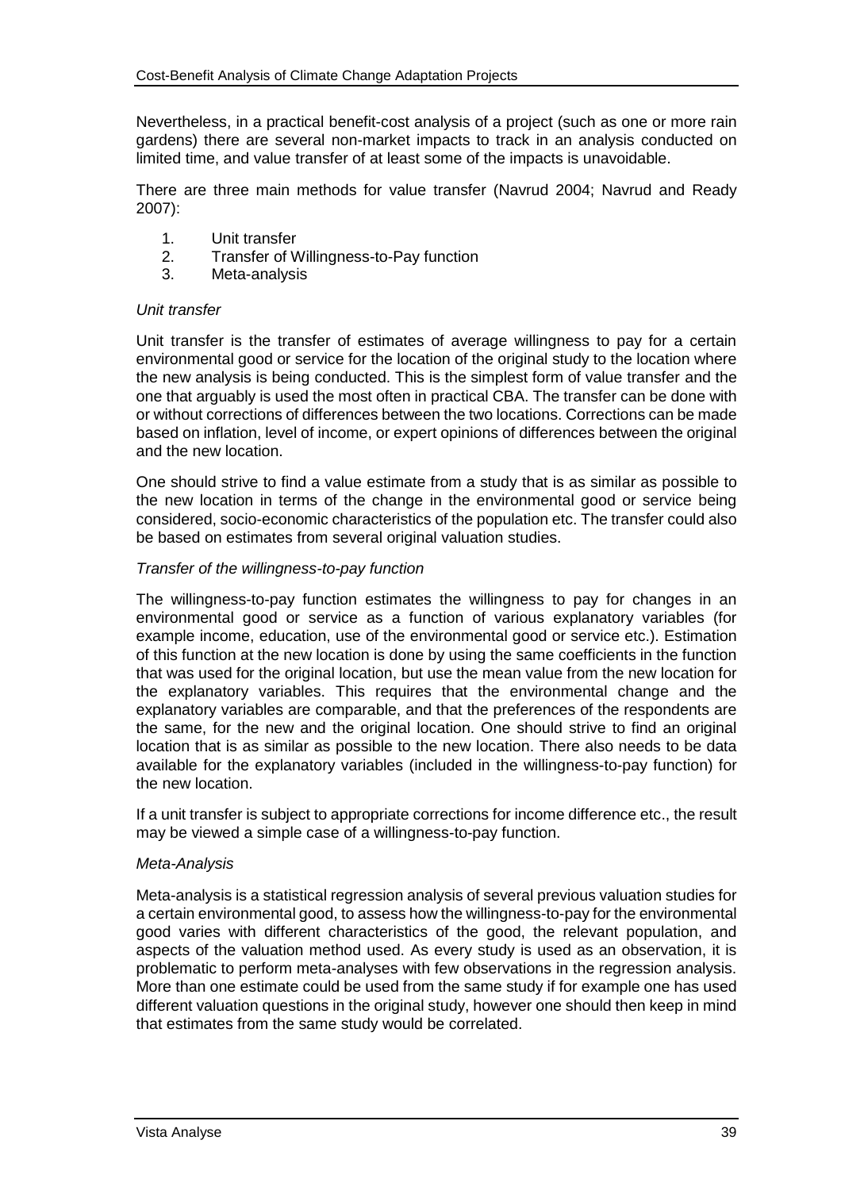Nevertheless, in a practical benefit-cost analysis of a project (such as one or more rain gardens) there are several non-market impacts to track in an analysis conducted on limited time, and value transfer of at least some of the impacts is unavoidable.

There are three main methods for value transfer (Navrud 2004; Navrud and Ready 2007):

1. Unit transfer
2. Transfer of Willingness-to-Pay function
3. Meta-analysis

*Unit transfer*

Unit transfer is the transfer of estimates of average willingness to pay for a certain environmental good or service for the location of the original study to the location where the new analysis is being conducted. This is the simplest form of value transfer and the one that arguably is used the most often in practical CBA. The transfer can be done with or without corrections of differences between the two locations. Corrections can be made based on inflation, level of income, or expert opinions of differences between the original and the new location.

One should strive to find a value estimate from a study that is as similar as possible to the new location in terms of the change in the environmental good or service being considered, socio-economic characteristics of the population etc. The transfer could also be based on estimates from several original valuation studies.

*Transfer of the willingness-to-pay function*

The willingness-to-pay function estimates the willingness to pay for changes in an environmental good or service as a function of various explanatory variables (for example income, education, use of the environmental good or service etc.). Estimation of this function at the new location is done by using the same coefficients in the function that was used for the original location, but use the mean value from the new location for the explanatory variables. This requires that the environmental change and the explanatory variables are comparable, and that the preferences of the respondents are the same, for the new and the original location. One should strive to find an original location that is as similar as possible to the new location. There also needs to be data available for the explanatory variables (included in the willingness-to-pay function) for the new location.

If a unit transfer is subject to appropriate corrections for income difference etc., the result may be viewed a simple case of a willingness-to-pay function.

*Meta-Analysis*

Meta-analysis is a statistical regression analysis of several previous valuation studies for a certain environmental good, to assess how the willingness-to-pay for the environmental good varies with different characteristics of the good, the relevant population, and aspects of the valuation method used. As every study is used as an observation, it is problematic to perform meta-analyses with few observations in the regression analysis. More than one estimate could be used from the same study if for example one has used different valuation questions in the original study, however one should then keep in mind that estimates from the same study would be correlated.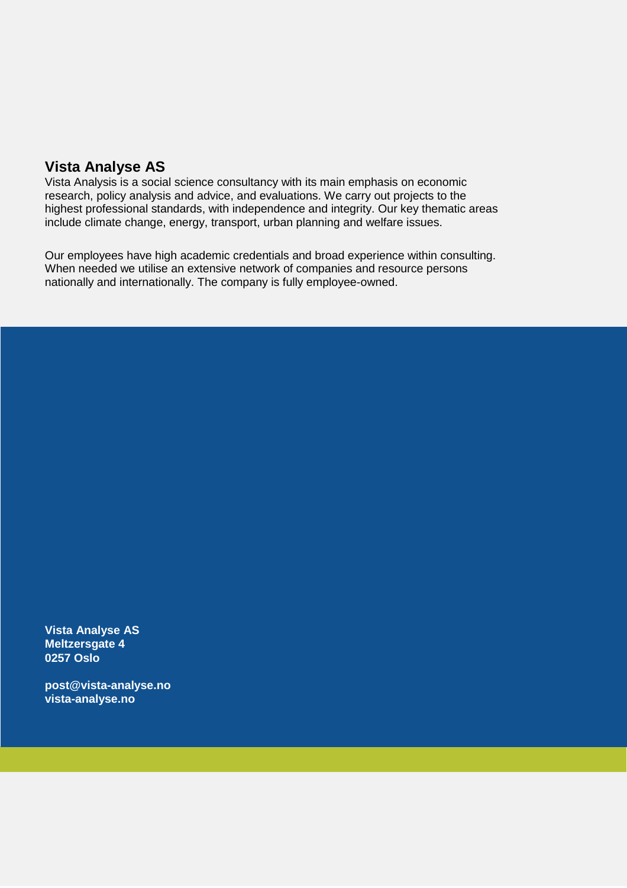## Vista Analyse AS

Vista Analysis is a social science consultancy with its main emphasis on economic research, policy analysis and advice, and evaluations. We carry out projects to the highest professional standards, with independence and integrity. Our key thematic areas include climate change, energy, transport, urban planning and welfare issues.

Our employees have high academic credentials and broad experience within consulting. When needed we utilise an extensive network of companies and resource persons nationally and internationally. The company is fully employee-owned.

**Vista Analyse AS**
**Meltzersgate 4**
**0257 Oslo**

**post@vista-analyse.no**
**vista-analyse.no**